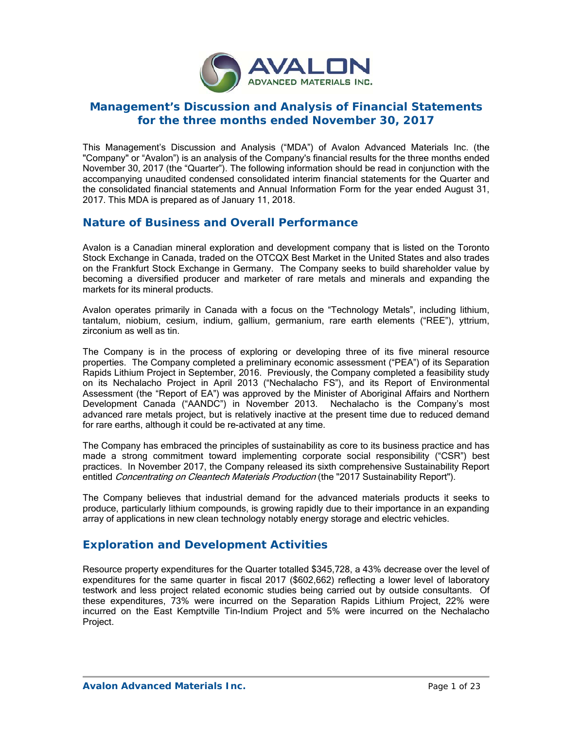# Management's Discussion and Analysis of Financial Statements for the three months ended November 30, 2017

This Management's Discussion and Analysis ("MDA") of Avalon Advanced Materials Inc. (the "Company" or "Avalon") is an analysis of the Company's financial results for the three months ended November 30, 2017 (the "Quarter"). The following information should be read in conjunction with the accompanying unaudited condensed consolidated interim financial statements for the Quarter and the consolidated financial statements and Annual Information Form for the year ended August 31, 2017. This MDA is prepared as of January 11, 2018.

## Nature of Business and Overall Performance

Avalon is a Canadian mineral exploration and development company that is listed on the Toronto Stock Exchange in Canada, traded on the OTCQX Best Market in the United States and also trades on the Frankfurt Stock Exchange in Germany. The Company seeks to build shareholder value by becoming a diversified producer and marketer of rare metals and minerals and expanding the markets for its mineral products.

Avalon operates primarily in Canada with a focus on the "Technology Metals", including lithium, tantalum, niobium, cesium, indium, gallium, germanium, rare earth elements ("REE"), yttrium, zirconium as well as tin.

The Company is in the process of exploring or developing three of its five mineral resource properties. The Company completed a preliminary economic assessment ("PEA") of its Separation Rapids Lithium Project in September, 2016. Previously, the Company completed a feasibility study on its Nechalacho Project in April 2013 ("Nechalacho FS"), and its Report of Environmental Assessment (the "Report of EA") was approved by the Minister of Aboriginal Affairs and Northern Development Canada ("AANDC") in November 2013. Nechalacho is the Company's most advanced rare metals project, but is relatively inactive at the present time due to reduced demand for rare earths, although it could be re-activated at any time.

The Company has embraced the principles of sustainability as core to its business practice and has made a strong commitment toward implementing corporate social responsibility ("CSR") best practices. In November 2017, the Company released its sixth comprehensive Sustainability Report entitled *Concentrating on Cleantech Materials Production* (the "2017 Sustainability Report").

The Company believes that industrial demand for the advanced materials products it seeks to produce, particularly lithium compounds, is growing rapidly due to their importance in an expanding array of applications in new clean technology notably energy storage and electric vehicles.

## Exploration and Development Activities

Resource property expenditures for the Quarter totalled $345,728, a 43% decrease over the level of expenditures for the same quarter in fiscal 2017 ($602,662) reflecting a lower level of laboratory testwork and less project related economic studies being carried out by outside consultants. Of these expenditures, 73% were incurred on the Separation Rapids Lithium Project, 22% were incurred on the East Kemptville Tin-Indium Project and 5% were incurred on the Nechalacho Project.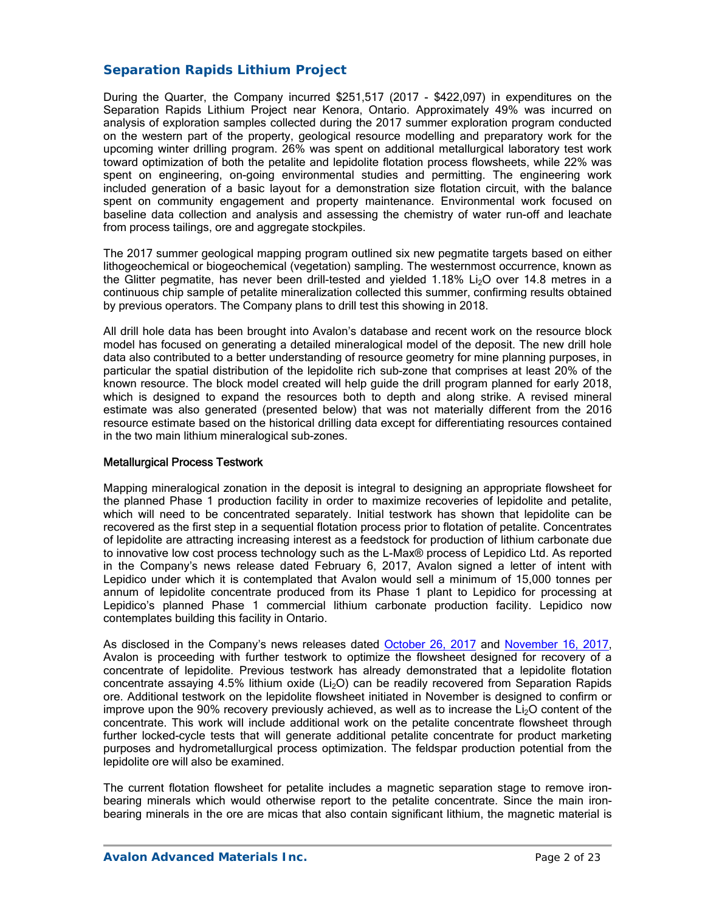## Separation Rapids Lithium Project

During the Quarter, the Company incurred $251,517 (2017 - $422,097) in expenditures on the Separation Rapids Lithium Project near Kenora, Ontario. Approximately 49% was incurred on analysis of exploration samples collected during the 2017 summer exploration program conducted on the western part of the property, geological resource modelling and preparatory work for the upcoming winter drilling program. 26% was spent on additional metallurgical laboratory test work toward optimization of both the petalite and lepidolite flotation process flowsheets, while 22% was spent on engineering, on-going environmental studies and permitting. The engineering work included generation of a basic layout for a demonstration size flotation circuit, with the balance spent on community engagement and property maintenance. Environmental work focused on baseline data collection and analysis and assessing the chemistry of water run-off and leachate from process tailings, ore and aggregate stockpiles.

The 2017 summer geological mapping program outlined six new pegmatite targets based on either lithogeochemical or biogeochemical (vegetation) sampling. The westernmost occurrence, known as the Glitter pegmatite, has never been drill-tested and yielded 1.18% $Li_2O$ over 14.8 metres in a continuous chip sample of petalite mineralization collected this summer, confirming results obtained by previous operators. The Company plans to drill test this showing in 2018.

All drill hole data has been brought into Avalon's database and recent work on the resource block model has focused on generating a detailed mineralogical model of the deposit. The new drill hole data also contributed to a better understanding of resource geometry for mine planning purposes, in particular the spatial distribution of the lepidolite rich sub-zone that comprises at least 20% of the known resource. The block model created will help guide the drill program planned for early 2018, which is designed to expand the resources both to depth and along strike. A revised mineral estimate was also generated (presented below) that was not materially different from the 2016 resource estimate based on the historical drilling data except for differentiating resources contained in the two main lithium mineralogical sub-zones.

### Metallurgical Process Testwork

Mapping mineralogical zonation in the deposit is integral to designing an appropriate flowsheet for the planned Phase 1 production facility in order to maximize recoveries of lepidolite and petalite, which will need to be concentrated separately. Initial testwork has shown that lepidolite can be recovered as the first step in a sequential flotation process prior to flotation of petalite. Concentrates of lepidolite are attracting increasing interest as a feedstock for production of lithium carbonate due to innovative low cost process technology such as the L-Max® process of Lepidico Ltd. As reported in the Company's news release dated February 6, 2017, Avalon signed a letter of intent with Lepidico under which it is contemplated that Avalon would sell a minimum of 15,000 tonnes per annum of lepidolite concentrate produced from its Phase 1 plant to Lepidico for processing at Lepidico's planned Phase 1 commercial lithium carbonate production facility. Lepidico now contemplates building this facility in Ontario.

As disclosed in the Company's news releases dated October 26, 2017 and November 16, 2017, Avalon is proceeding with further testwork to optimize the flowsheet designed for recovery of a concentrate of lepidolite. Previous testwork has already demonstrated that a lepidolite flotation concentrate assaying 4.5% lithium oxide ($Li_2O$) can be readily recovered from Separation Rapids ore. Additional testwork on the lepidolite flowsheet initiated in November is designed to confirm or improve upon the 90% recovery previously achieved, as well as to increase the $Li_2O$ content of the concentrate. This work will include additional work on the petalite concentrate flowsheet through further locked-cycle tests that will generate additional petalite concentrate for product marketing purposes and hydrometallurgical process optimization. The feldspar production potential from the lepidolite ore will also be examined.

The current flotation flowsheet for petalite includes a magnetic separation stage to remove iron-bearing minerals which would otherwise report to the petalite concentrate. Since the main iron-bearing minerals in the ore are micas that also contain significant lithium, the magnetic material is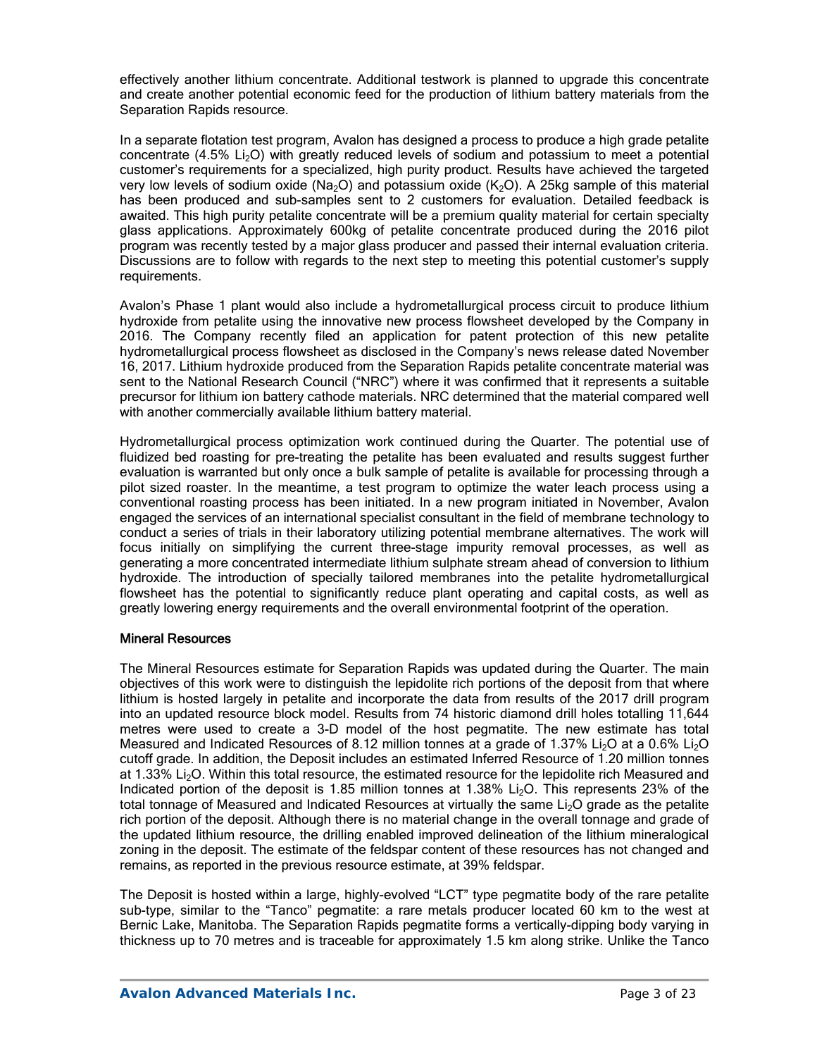effectively another lithium concentrate. Additional testwork is planned to upgrade this concentrate and create another potential economic feed for the production of lithium battery materials from the Separation Rapids resource.

In a separate flotation test program, Avalon has designed a process to produce a high grade petalite concentrate (4.5% $Li_2O$) with greatly reduced levels of sodium and potassium to meet a potential customer's requirements for a specialized, high purity product. Results have achieved the targeted very low levels of sodium oxide ($Na_2O$) and potassium oxide ($K_2O$). A 25kg sample of this material has been produced and sub-samples sent to 2 customers for evaluation. Detailed feedback is awaited. This high purity petalite concentrate will be a premium quality material for certain specialty glass applications. Approximately 600kg of petalite concentrate produced during the 2016 pilot program was recently tested by a major glass producer and passed their internal evaluation criteria. Discussions are to follow with regards to the next step to meeting this potential customer's supply requirements.

Avalon's Phase 1 plant would also include a hydrometallurgical process circuit to produce lithium hydroxide from petalite using the innovative new process flowsheet developed by the Company in 2016. The Company recently filed an application for patent protection of this new petalite hydrometallurgical process flowsheet as disclosed in the Company's news release dated November 16, 2017. Lithium hydroxide produced from the Separation Rapids petalite concentrate material was sent to the National Research Council ("NRC") where it was confirmed that it represents a suitable precursor for lithium ion battery cathode materials. NRC determined that the material compared well with another commercially available lithium battery material.

Hydrometallurgical process optimization work continued during the Quarter. The potential use of fluidized bed roasting for pre-treating the petalite has been evaluated and results suggest further evaluation is warranted but only once a bulk sample of petalite is available for processing through a pilot sized roaster. In the meantime, a test program to optimize the water leach process using a conventional roasting process has been initiated. In a new program initiated in November, Avalon engaged the services of an international specialist consultant in the field of membrane technology to conduct a series of trials in their laboratory utilizing potential membrane alternatives. The work will focus initially on simplifying the current three-stage impurity removal processes, as well as generating a more concentrated intermediate lithium sulphate stream ahead of conversion to lithium hydroxide. The introduction of specially tailored membranes into the petalite hydrometallurgical flowsheet has the potential to significantly reduce plant operating and capital costs, as well as greatly lowering energy requirements and the overall environmental footprint of the operation.

### Mineral Resources

The Mineral Resources estimate for Separation Rapids was updated during the Quarter. The main objectives of this work were to distinguish the lepidolite rich portions of the deposit from that where lithium is hosted largely in petalite and incorporate the data from results of the 2017 drill program into an updated resource block model. Results from 74 historic diamond drill holes totalling 11,644 metres were used to create a 3-D model of the host pegmatite. The new estimate has total Measured and Indicated Resources of 8.12 million tonnes at a grade of 1.37% $Li_2O$ at a 0.6% $Li_2O$ cutoff grade. In addition, the Deposit includes an estimated Inferred Resource of 1.20 million tonnes at 1.33% $Li_2O$. Within this total resource, the estimated resource for the lepidolite rich Measured and Indicated portion of the deposit is 1.85 million tonnes at 1.38% $Li_2O$. This represents 23% of the total tonnage of Measured and Indicated Resources at virtually the same $Li_2O$ grade as the petalite rich portion of the deposit. Although there is no material change in the overall tonnage and grade of the updated lithium resource, the drilling enabled improved delineation of the lithium mineralogical zoning in the deposit. The estimate of the feldspar content of these resources has not changed and remains, as reported in the previous resource estimate, at 39% feldspar.

The Deposit is hosted within a large, highly-evolved "LCT" type pegmatite body of the rare petalite sub-type, similar to the "Tanco" pegmatite: a rare metals producer located 60 km to the west at Bernic Lake, Manitoba. The Separation Rapids pegmatite forms a vertically-dipping body varying in thickness up to 70 metres and is traceable for approximately 1.5 km along strike. Unlike the Tanco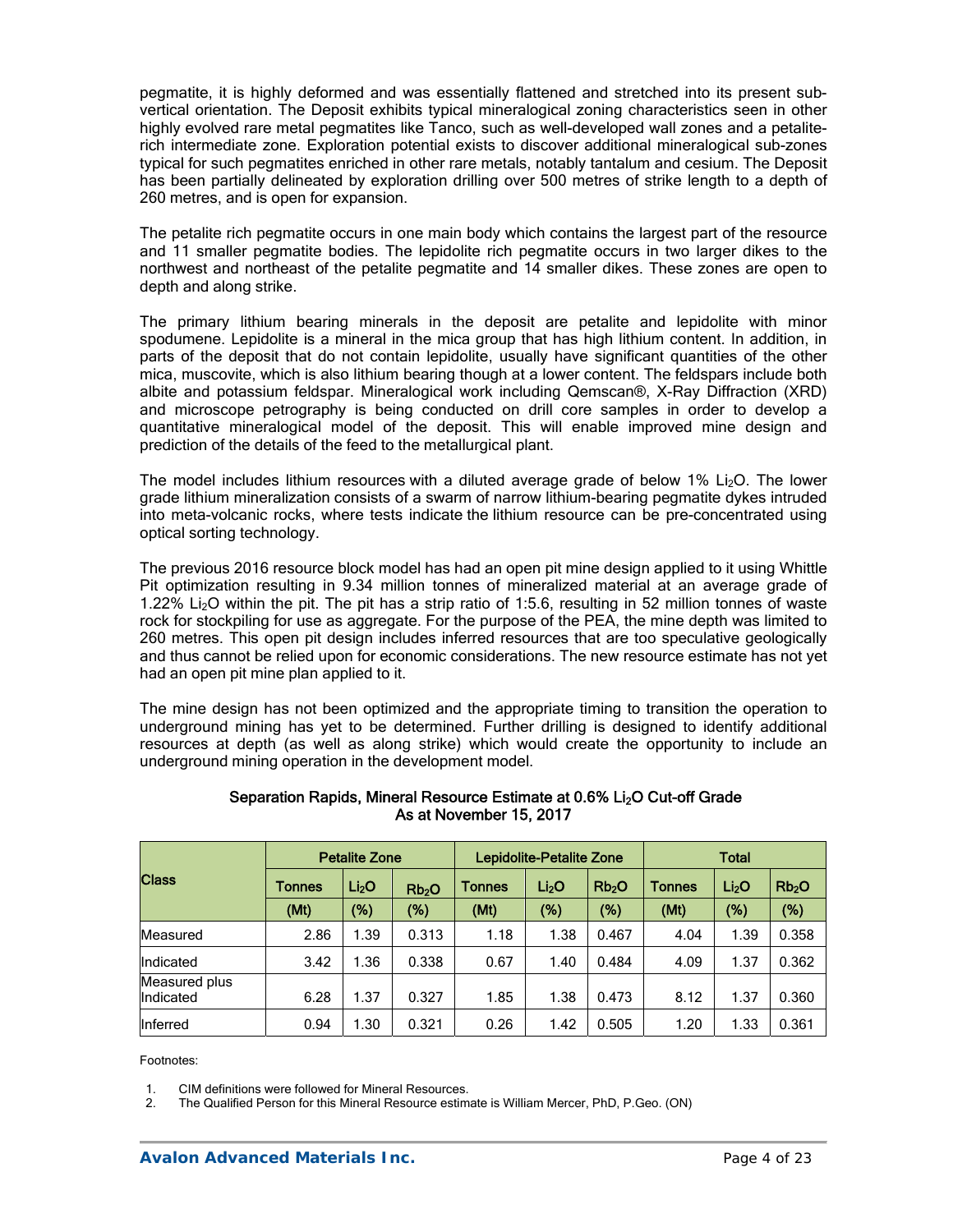pegmatite, it is highly deformed and was essentially flattened and stretched into its present sub-vertical orientation. The Deposit exhibits typical mineralogical zoning characteristics seen in other highly evolved rare metal pegmatites like Tanco, such as well-developed wall zones and a petalite-rich intermediate zone. Exploration potential exists to discover additional mineralogical sub-zones typical for such pegmatites enriched in other rare metals, notably tantalum and cesium. The Deposit has been partially delineated by exploration drilling over 500 metres of strike length to a depth of 260 metres, and is open for expansion.

The petalite rich pegmatite occurs in one main body which contains the largest part of the resource and 11 smaller pegmatite bodies. The lepidolite rich pegmatite occurs in two larger dikes to the northwest and northeast of the petalite pegmatite and 14 smaller dikes. These zones are open to depth and along strike.

The primary lithium bearing minerals in the deposit are petalite and lepidolite with minor spodumene. Lepidolite is a mineral in the mica group that has high lithium content. In addition, in parts of the deposit that do not contain lepidolite, usually have significant quantities of the other mica, muscovite, which is also lithium bearing though at a lower content. The feldspars include both albite and potassium feldspar. Mineralogical work including Qemscan®, X-Ray Diffraction (XRD) and microscope petrography is being conducted on drill core samples in order to develop a quantitative mineralogical model of the deposit. This will enable improved mine design and prediction of the details of the feed to the metallurgical plant.

The model includes lithium resources with a diluted average grade of below 1% $Li_2O$. The lower grade lithium mineralization consists of a swarm of narrow lithium-bearing pegmatite dykes intruded into meta-volcanic rocks, where tests indicate the lithium resource can be pre-concentrated using optical sorting technology.

The previous 2016 resource block model has had an open pit mine design applied to it using Whittle Pit optimization resulting in 9.34 million tonnes of mineralized material at an average grade of 1.22% $Li_2O$ within the pit. The pit has a strip ratio of 1:5.6, resulting in 52 million tonnes of waste rock for stockpiling for use as aggregate. For the purpose of the PEA, the mine depth was limited to 260 metres. This open pit design includes inferred resources that are too speculative geologically and thus cannot be relied upon for economic considerations. The new resource estimate has not yet had an open pit mine plan applied to it.

The mine design has not been optimized and the appropriate timing to transition the operation to underground mining has yet to be determined. Further drilling is designed to identify additional resources at depth (as well as along strike) which would create the opportunity to include an underground mining operation in the development model.

**Separation Rapids, Mineral Resource Estimate at 0.6% $Li_2O$ Cut-off Grade**
**As at November 15, 2017**

| Class | Petalite Zone | | | Lepidolite-Petalite Zone | | | Total | | |
|---|---|---|---|---|---|---|---|---|---|
| | Tonnes (Mt) | $Li_2O$ (%) | $Rb_2O$ (%) | Tonnes (Mt) | $Li_2O$ (%) | $Rb_2O$ (%) | Tonnes (Mt) | $Li_2O$ (%) | $Rb_2O$ (%) |
| Measured | 2.86 | 1.39 | 0.313 | 1.18 | 1.38 | 0.467 | 4.04 | 1.39 | 0.358 |
| Indicated | 3.42 | 1.36 | 0.338 | 0.67 | 1.40 | 0.484 | 4.09 | 1.37 | 0.362 |
| Measured plus Indicated | 6.28 | 1.37 | 0.327 | 1.85 | 1.38 | 0.473 | 8.12 | 1.37 | 0.360 |
| Inferred | 0.94 | 1.30 | 0.321 | 0.26 | 1.42 | 0.505 | 1.20 | 1.33 | 0.361 |

Footnotes:

1. CIM definitions were followed for Mineral Resources.
2. The Qualified Person for this Mineral Resource estimate is William Mercer, PhD, P.Geo. (ON)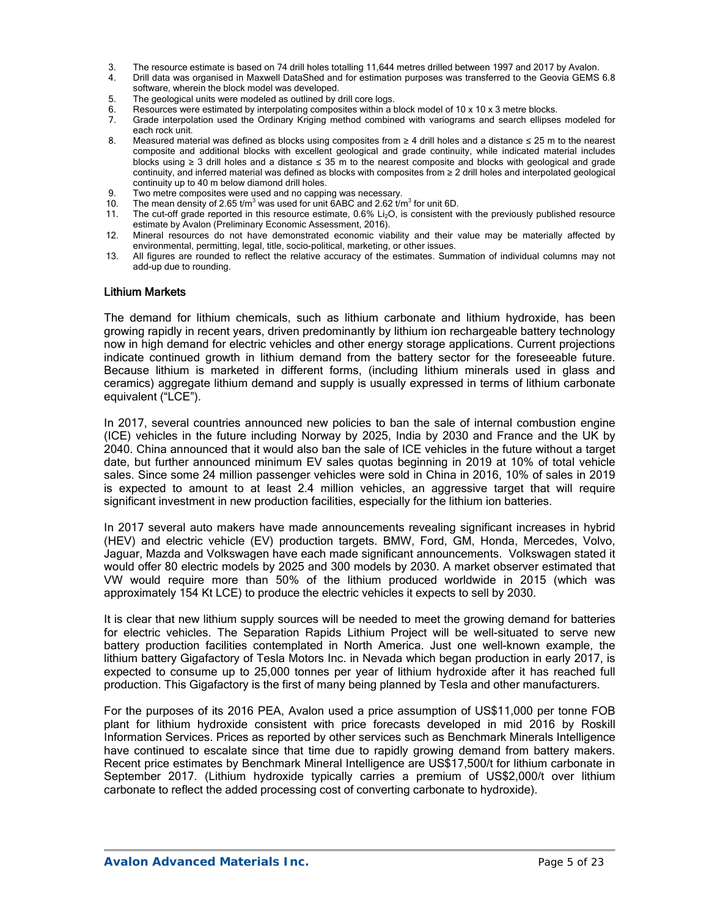3. The resource estimate is based on 74 drill holes totalling 11,644 metres drilled between 1997 and 2017 by Avalon.
4. Drill data was organised in Maxwell DataShed and for estimation purposes was transferred to the Geovia GEMS 6.8 software, wherein the block model was developed.
5. The geological units were modeled as outlined by drill core logs.
6. Resources were estimated by interpolating composites within a block model of 10 x 10 x 3 metre blocks.
7. Grade interpolation used the Ordinary Kriging method combined with variograms and search ellipses modeled for each rock unit.
8. Measured material was defined as blocks using composites from ≥ 4 drill holes and a distance ≤ 25 m to the nearest composite and additional blocks with excellent geological and grade continuity, while indicated material includes blocks using ≥ 3 drill holes and a distance ≤ 35 m to the nearest composite and blocks with geological and grade continuity, and inferred material was defined as blocks with composites from ≥ 2 drill holes and interpolated geological continuity up to 40 m below diamond drill holes.
9. Two metre composites were used and no capping was necessary.
10. The mean density of 2.65 t/$m^3$ was used for unit 6ABC and 2.62 t/$m^3$ for unit 6D.
11. The cut-off grade reported in this resource estimate, 0.6% $Li_2O$, is consistent with the previously published resource estimate by Avalon (Preliminary Economic Assessment, 2016).
12. Mineral resources do not have demonstrated economic viability and their value may be materially affected by environmental, permitting, legal, title, socio-political, marketing, or other issues.
13. All figures are rounded to reflect the relative accuracy of the estimates. Summation of individual columns may not add-up due to rounding.

### Lithium Markets

The demand for lithium chemicals, such as lithium carbonate and lithium hydroxide, has been growing rapidly in recent years, driven predominantly by lithium ion rechargeable battery technology now in high demand for electric vehicles and other energy storage applications. Current projections indicate continued growth in lithium demand from the battery sector for the foreseeable future. Because lithium is marketed in different forms, (including lithium minerals used in glass and ceramics) aggregate lithium demand and supply is usually expressed in terms of lithium carbonate equivalent ("LCE").

In 2017, several countries announced new policies to ban the sale of internal combustion engine (ICE) vehicles in the future including Norway by 2025, India by 2030 and France and the UK by 2040. China announced that it would also ban the sale of ICE vehicles in the future without a target date, but further announced minimum EV sales quotas beginning in 2019 at 10% of total vehicle sales. Since some 24 million passenger vehicles were sold in China in 2016, 10% of sales in 2019 is expected to amount to at least 2.4 million vehicles, an aggressive target that will require significant investment in new production facilities, especially for the lithium ion batteries.

In 2017 several auto makers have made announcements revealing significant increases in hybrid (HEV) and electric vehicle (EV) production targets. BMW, Ford, GM, Honda, Mercedes, Volvo, Jaguar, Mazda and Volkswagen have each made significant announcements. Volkswagen stated it would offer 80 electric models by 2025 and 300 models by 2030. A market observer estimated that VW would require more than 50% of the lithium produced worldwide in 2015 (which was approximately 154 Kt LCE) to produce the electric vehicles it expects to sell by 2030.

It is clear that new lithium supply sources will be needed to meet the growing demand for batteries for electric vehicles. The Separation Rapids Lithium Project will be well-situated to serve new battery production facilities contemplated in North America. Just one well-known example, the lithium battery Gigafactory of Tesla Motors Inc. in Nevada which began production in early 2017, is expected to consume up to 25,000 tonnes per year of lithium hydroxide after it has reached full production. This Gigafactory is the first of many being planned by Tesla and other manufacturers.

For the purposes of its 2016 PEA, Avalon used a price assumption of US$11,000 per tonne FOB plant for lithium hydroxide consistent with price forecasts developed in mid 2016 by Roskill Information Services. Prices as reported by other services such as Benchmark Minerals Intelligence have continued to escalate since that time due to rapidly growing demand from battery makers. Recent price estimates by Benchmark Mineral Intelligence are US$17,500/t for lithium carbonate in September 2017. (Lithium hydroxide typically carries a premium of US$2,000/t over lithium carbonate to reflect the added processing cost of converting carbonate to hydroxide).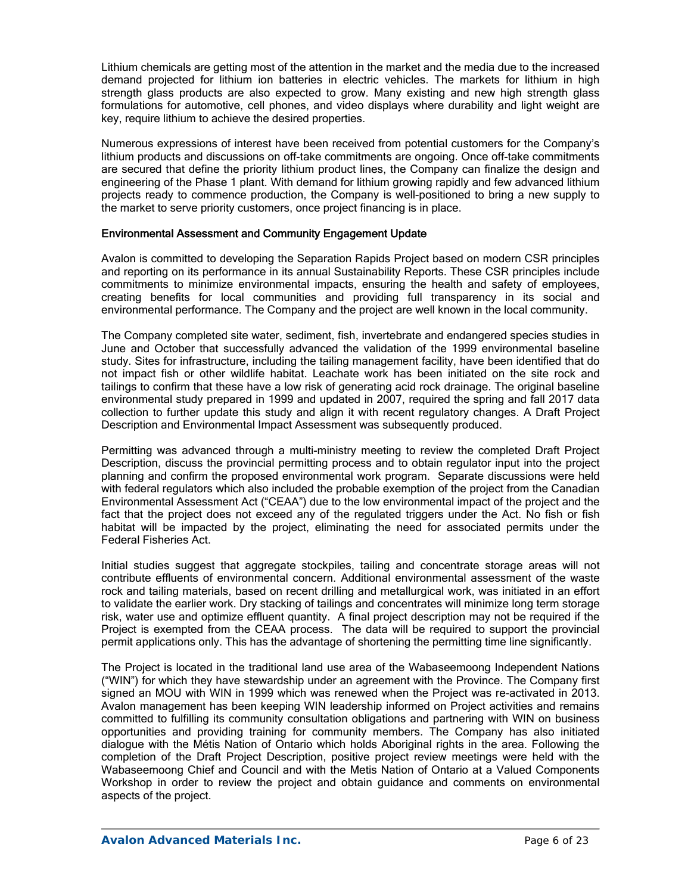Lithium chemicals are getting most of the attention in the market and the media due to the increased demand projected for lithium ion batteries in electric vehicles. The markets for lithium in high strength glass products are also expected to grow. Many existing and new high strength glass formulations for automotive, cell phones, and video displays where durability and light weight are key, require lithium to achieve the desired properties.

Numerous expressions of interest have been received from potential customers for the Company's lithium products and discussions on off-take commitments are ongoing. Once off-take commitments are secured that define the priority lithium product lines, the Company can finalize the design and engineering of the Phase 1 plant. With demand for lithium growing rapidly and few advanced lithium projects ready to commence production, the Company is well-positioned to bring a new supply to the market to serve priority customers, once project financing is in place.

### Environmental Assessment and Community Engagement Update

Avalon is committed to developing the Separation Rapids Project based on modern CSR principles and reporting on its performance in its annual Sustainability Reports. These CSR principles include commitments to minimize environmental impacts, ensuring the health and safety of employees, creating benefits for local communities and providing full transparency in its social and environmental performance. The Company and the project are well known in the local community.

The Company completed site water, sediment, fish, invertebrate and endangered species studies in June and October that successfully advanced the validation of the 1999 environmental baseline study. Sites for infrastructure, including the tailing management facility, have been identified that do not impact fish or other wildlife habitat. Leachate work has been initiated on the site rock and tailings to confirm that these have a low risk of generating acid rock drainage. The original baseline environmental study prepared in 1999 and updated in 2007, required the spring and fall 2017 data collection to further update this study and align it with recent regulatory changes. A Draft Project Description and Environmental Impact Assessment was subsequently produced.

Permitting was advanced through a multi-ministry meeting to review the completed Draft Project Description, discuss the provincial permitting process and to obtain regulator input into the project planning and confirm the proposed environmental work program. Separate discussions were held with federal regulators which also included the probable exemption of the project from the Canadian Environmental Assessment Act ("CEAA") due to the low environmental impact of the project and the fact that the project does not exceed any of the regulated triggers under the Act. No fish or fish habitat will be impacted by the project, eliminating the need for associated permits under the Federal Fisheries Act.

Initial studies suggest that aggregate stockpiles, tailing and concentrate storage areas will not contribute effluents of environmental concern. Additional environmental assessment of the waste rock and tailing materials, based on recent drilling and metallurgical work, was initiated in an effort to validate the earlier work. Dry stacking of tailings and concentrates will minimize long term storage risk, water use and optimize effluent quantity. A final project description may not be required if the Project is exempted from the CEAA process. The data will be required to support the provincial permit applications only. This has the advantage of shortening the permitting time line significantly.

The Project is located in the traditional land use area of the Wabaseemoong Independent Nations ("WIN") for which they have stewardship under an agreement with the Province. The Company first signed an MOU with WIN in 1999 which was renewed when the Project was re-activated in 2013. Avalon management has been keeping WIN leadership informed on Project activities and remains committed to fulfilling its community consultation obligations and partnering with WIN on business opportunities and providing training for community members. The Company has also initiated dialogue with the Métis Nation of Ontario which holds Aboriginal rights in the area. Following the completion of the Draft Project Description, positive project review meetings were held with the Wabaseemoong Chief and Council and with the Metis Nation of Ontario at a Valued Components Workshop in order to review the project and obtain guidance and comments on environmental aspects of the project.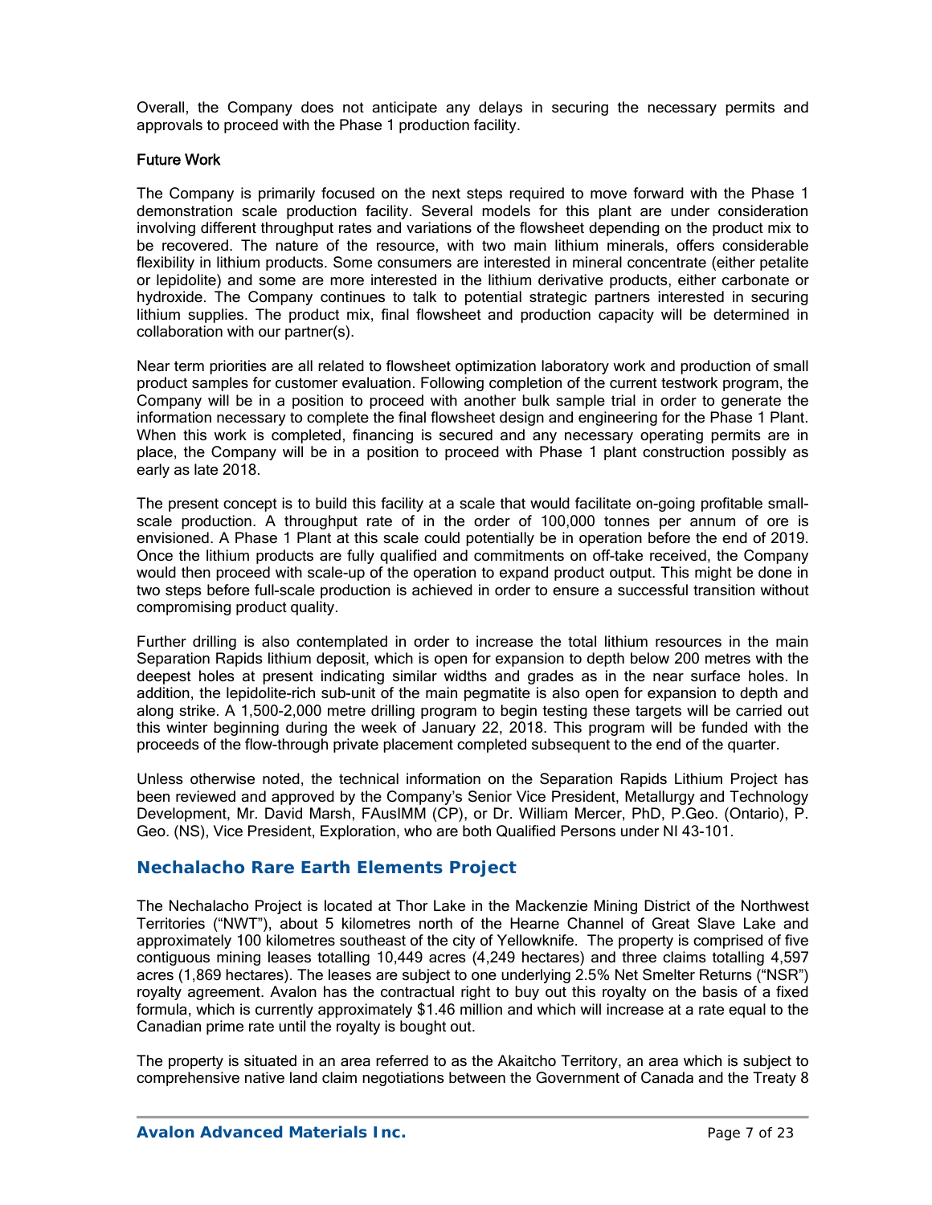Overall, the Company does not anticipate any delays in securing the necessary permits and approvals to proceed with the Phase 1 production facility.

### Future Work

The Company is primarily focused on the next steps required to move forward with the Phase 1 demonstration scale production facility. Several models for this plant are under consideration involving different throughput rates and variations of the flowsheet depending on the product mix to be recovered. The nature of the resource, with two main lithium minerals, offers considerable flexibility in lithium products. Some consumers are interested in mineral concentrate (either petalite or lepidolite) and some are more interested in the lithium derivative products, either carbonate or hydroxide. The Company continues to talk to potential strategic partners interested in securing lithium supplies. The product mix, final flowsheet and production capacity will be determined in collaboration with our partner(s).

Near term priorities are all related to flowsheet optimization laboratory work and production of small product samples for customer evaluation. Following completion of the current testwork program, the Company will be in a position to proceed with another bulk sample trial in order to generate the information necessary to complete the final flowsheet design and engineering for the Phase 1 Plant. When this work is completed, financing is secured and any necessary operating permits are in place, the Company will be in a position to proceed with Phase 1 plant construction possibly as early as late 2018.

The present concept is to build this facility at a scale that would facilitate on-going profitable small-scale production. A throughput rate of in the order of 100,000 tonnes per annum of ore is envisioned. A Phase 1 Plant at this scale could potentially be in operation before the end of 2019. Once the lithium products are fully qualified and commitments on off-take received, the Company would then proceed with scale-up of the operation to expand product output. This might be done in two steps before full-scale production is achieved in order to ensure a successful transition without compromising product quality.

Further drilling is also contemplated in order to increase the total lithium resources in the main Separation Rapids lithium deposit, which is open for expansion to depth below 200 metres with the deepest holes at present indicating similar widths and grades as in the near surface holes. In addition, the lepidolite-rich sub-unit of the main pegmatite is also open for expansion to depth and along strike. A 1,500-2,000 metre drilling program to begin testing these targets will be carried out this winter beginning during the week of January 22, 2018. This program will be funded with the proceeds of the flow-through private placement completed subsequent to the end of the quarter.

Unless otherwise noted, the technical information on the Separation Rapids Lithium Project has been reviewed and approved by the Company's Senior Vice President, Metallurgy and Technology Development, Mr. David Marsh, FAusIMM (CP), or Dr. William Mercer, PhD, P.Geo. (Ontario), P. Geo. (NS), Vice President, Exploration, who are both Qualified Persons under NI 43-101.

## Nechalacho Rare Earth Elements Project

The Nechalacho Project is located at Thor Lake in the Mackenzie Mining District of the Northwest Territories ("NWT"), about 5 kilometres north of the Hearne Channel of Great Slave Lake and approximately 100 kilometres southeast of the city of Yellowknife. The property is comprised of five contiguous mining leases totalling 10,449 acres (4,249 hectares) and three claims totalling 4,597 acres (1,869 hectares). The leases are subject to one underlying 2.5% Net Smelter Returns ("NSR") royalty agreement. Avalon has the contractual right to buy out this royalty on the basis of a fixed formula, which is currently approximately $1.46 million and which will increase at a rate equal to the Canadian prime rate until the royalty is bought out.

The property is situated in an area referred to as the Akaitcho Territory, an area which is subject to comprehensive native land claim negotiations between the Government of Canada and the Treaty 8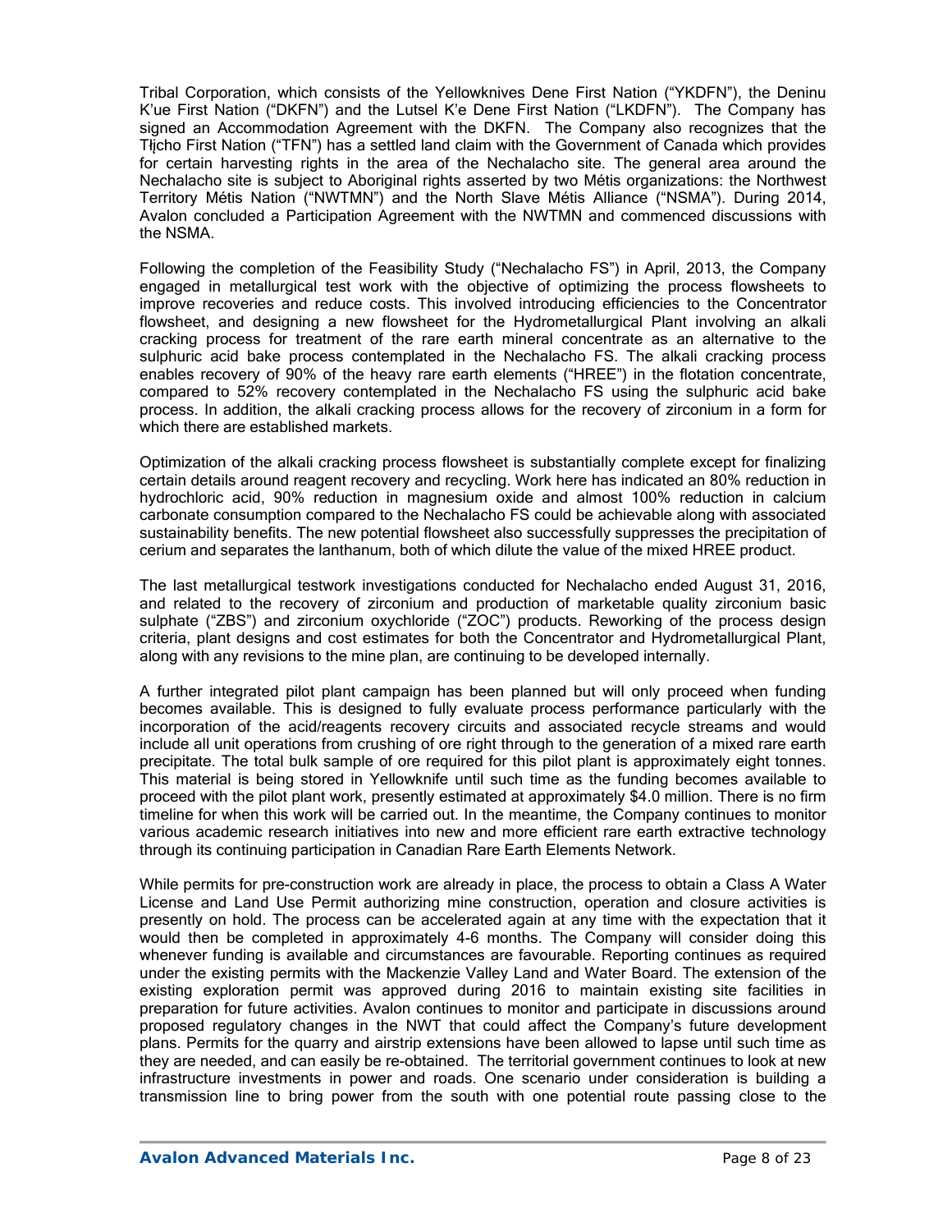Tribal Corporation, which consists of the Yellowknives Dene First Nation ("YKDFN"), the Deninu K'ue First Nation ("DKFN") and the Lutsel K'e Dene First Nation ("LKDFN"). The Company has signed an Accommodation Agreement with the DKFN. The Company also recognizes that the Tłįcho First Nation ("TFN") has a settled land claim with the Government of Canada which provides for certain harvesting rights in the area of the Nechalacho site. The general area around the Nechalacho site is subject to Aboriginal rights asserted by two Métis organizations: the Northwest Territory Métis Nation ("NWTMN") and the North Slave Métis Alliance ("NSMA"). During 2014, Avalon concluded a Participation Agreement with the NWTMN and commenced discussions with the NSMA.

Following the completion of the Feasibility Study ("Nechalacho FS") in April, 2013, the Company engaged in metallurgical test work with the objective of optimizing the process flowsheets to improve recoveries and reduce costs. This involved introducing efficiencies to the Concentrator flowsheet, and designing a new flowsheet for the Hydrometallurgical Plant involving an alkali cracking process for treatment of the rare earth mineral concentrate as an alternative to the sulphuric acid bake process contemplated in the Nechalacho FS. The alkali cracking process enables recovery of 90% of the heavy rare earth elements ("HREE") in the flotation concentrate, compared to 52% recovery contemplated in the Nechalacho FS using the sulphuric acid bake process. In addition, the alkali cracking process allows for the recovery of zirconium in a form for which there are established markets.

Optimization of the alkali cracking process flowsheet is substantially complete except for finalizing certain details around reagent recovery and recycling. Work here has indicated an 80% reduction in hydrochloric acid, 90% reduction in magnesium oxide and almost 100% reduction in calcium carbonate consumption compared to the Nechalacho FS could be achievable along with associated sustainability benefits. The new potential flowsheet also successfully suppresses the precipitation of cerium and separates the lanthanum, both of which dilute the value of the mixed HREE product.

The last metallurgical testwork investigations conducted for Nechalacho ended August 31, 2016, and related to the recovery of zirconium and production of marketable quality zirconium basic sulphate ("ZBS") and zirconium oxychloride ("ZOC") products. Reworking of the process design criteria, plant designs and cost estimates for both the Concentrator and Hydrometallurgical Plant, along with any revisions to the mine plan, are continuing to be developed internally.

A further integrated pilot plant campaign has been planned but will only proceed when funding becomes available. This is designed to fully evaluate process performance particularly with the incorporation of the acid/reagents recovery circuits and associated recycle streams and would include all unit operations from crushing of ore right through to the generation of a mixed rare earth precipitate. The total bulk sample of ore required for this pilot plant is approximately eight tonnes. This material is being stored in Yellowknife until such time as the funding becomes available to proceed with the pilot plant work, presently estimated at approximately $4.0 million. There is no firm timeline for when this work will be carried out. In the meantime, the Company continues to monitor various academic research initiatives into new and more efficient rare earth extractive technology through its continuing participation in Canadian Rare Earth Elements Network.

While permits for pre-construction work are already in place, the process to obtain a Class A Water License and Land Use Permit authorizing mine construction, operation and closure activities is presently on hold. The process can be accelerated again at any time with the expectation that it would then be completed in approximately 4-6 months. The Company will consider doing this whenever funding is available and circumstances are favourable. Reporting continues as required under the existing permits with the Mackenzie Valley Land and Water Board. The extension of the existing exploration permit was approved during 2016 to maintain existing site facilities in preparation for future activities. Avalon continues to monitor and participate in discussions around proposed regulatory changes in the NWT that could affect the Company's future development plans. Permits for the quarry and airstrip extensions have been allowed to lapse until such time as they are needed, and can easily be re-obtained. The territorial government continues to look at new infrastructure investments in power and roads. One scenario under consideration is building a transmission line to bring power from the south with one potential route passing close to the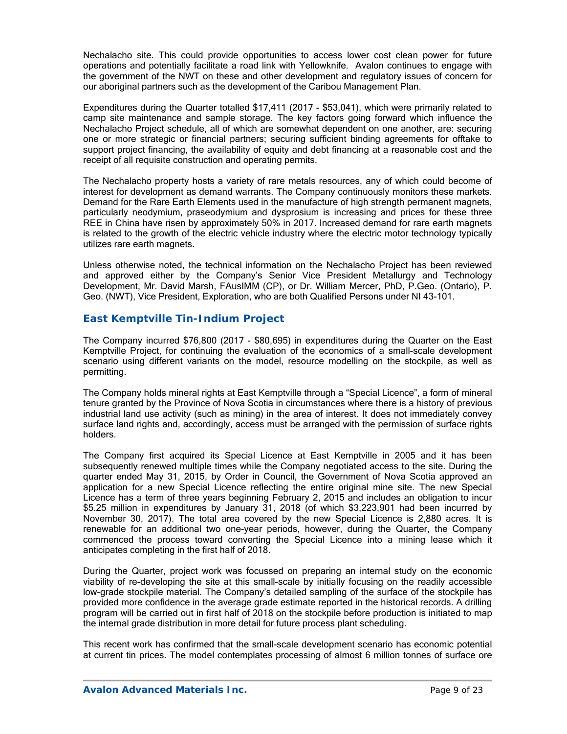Nechalacho site. This could provide opportunities to access lower cost clean power for future operations and potentially facilitate a road link with Yellowknife. Avalon continues to engage with the government of the NWT on these and other development and regulatory issues of concern for our aboriginal partners such as the development of the Caribou Management Plan.

Expenditures during the Quarter totalled $17,411 (2017 - $53,041), which were primarily related to camp site maintenance and sample storage. The key factors going forward which influence the Nechalacho Project schedule, all of which are somewhat dependent on one another, are: securing one or more strategic or financial partners; securing sufficient binding agreements for offtake to support project financing, the availability of equity and debt financing at a reasonable cost and the receipt of all requisite construction and operating permits.

The Nechalacho property hosts a variety of rare metals resources, any of which could become of interest for development as demand warrants. The Company continuously monitors these markets. Demand for the Rare Earth Elements used in the manufacture of high strength permanent magnets, particularly neodymium, praseodymium and dysprosium is increasing and prices for these three REE in China have risen by approximately 50% in 2017. Increased demand for rare earth magnets is related to the growth of the electric vehicle industry where the electric motor technology typically utilizes rare earth magnets.

Unless otherwise noted, the technical information on the Nechalacho Project has been reviewed and approved either by the Company's Senior Vice President Metallurgy and Technology Development, Mr. David Marsh, FAusIMM (CP), or Dr. William Mercer, PhD, P.Geo. (Ontario), P. Geo. (NWT), Vice President, Exploration, who are both Qualified Persons under NI 43-101.

## East Kemptville Tin-Indium Project

The Company incurred $76,800 (2017 - $80,695) in expenditures during the Quarter on the East Kemptville Project, for continuing the evaluation of the economics of a small-scale development scenario using different variants on the model, resource modelling on the stockpile, as well as permitting.

The Company holds mineral rights at East Kemptville through a "Special Licence", a form of mineral tenure granted by the Province of Nova Scotia in circumstances where there is a history of previous industrial land use activity (such as mining) in the area of interest. It does not immediately convey surface land rights and, accordingly, access must be arranged with the permission of surface rights holders.

The Company first acquired its Special Licence at East Kemptville in 2005 and it has been subsequently renewed multiple times while the Company negotiated access to the site. During the quarter ended May 31, 2015, by Order in Council, the Government of Nova Scotia approved an application for a new Special Licence reflecting the entire original mine site. The new Special Licence has a term of three years beginning February 2, 2015 and includes an obligation to incur $5.25 million in expenditures by January 31, 2018 (of which $3,223,901 had been incurred by November 30, 2017). The total area covered by the new Special Licence is 2,880 acres. It is renewable for an additional two one-year periods, however, during the Quarter, the Company commenced the process toward converting the Special Licence into a mining lease which it anticipates completing in the first half of 2018.

During the Quarter, project work was focussed on preparing an internal study on the economic viability of re-developing the site at this small-scale by initially focusing on the readily accessible low-grade stockpile material. The Company's detailed sampling of the surface of the stockpile has provided more confidence in the average grade estimate reported in the historical records. A drilling program will be carried out in first half of 2018 on the stockpile before production is initiated to map the internal grade distribution in more detail for future process plant scheduling.

This recent work has confirmed that the small-scale development scenario has economic potential at current tin prices. The model contemplates processing of almost 6 million tonnes of surface ore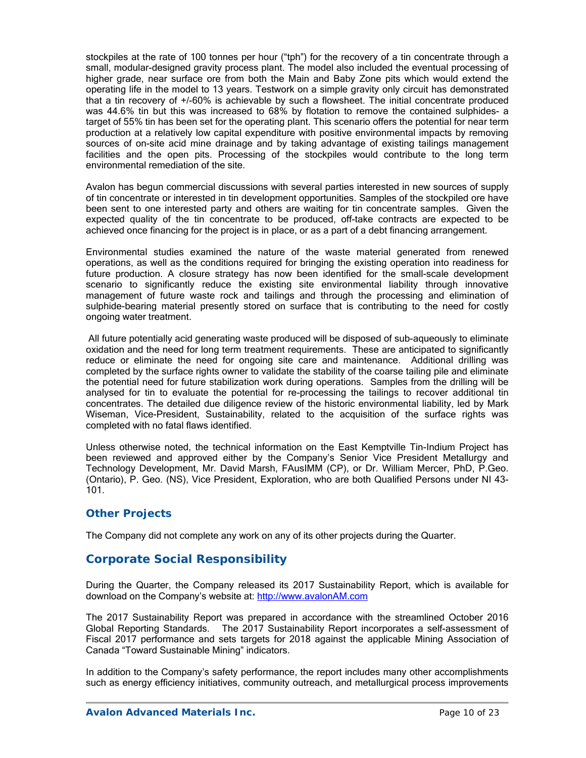stockpiles at the rate of 100 tonnes per hour ("tph") for the recovery of a tin concentrate through a small, modular-designed gravity process plant. The model also included the eventual processing of higher grade, near surface ore from both the Main and Baby Zone pits which would extend the operating life in the model to 13 years. Testwork on a simple gravity only circuit has demonstrated that a tin recovery of +/-60% is achievable by such a flowsheet. The initial concentrate produced was 44.6% tin but this was increased to 68% by flotation to remove the contained sulphides- a target of 55% tin has been set for the operating plant. This scenario offers the potential for near term production at a relatively low capital expenditure with positive environmental impacts by removing sources of on-site acid mine drainage and by taking advantage of existing tailings management facilities and the open pits. Processing of the stockpiles would contribute to the long term environmental remediation of the site.

Avalon has begun commercial discussions with several parties interested in new sources of supply of tin concentrate or interested in tin development opportunities. Samples of the stockpiled ore have been sent to one interested party and others are waiting for tin concentrate samples. Given the expected quality of the tin concentrate to be produced, off-take contracts are expected to be achieved once financing for the project is in place, or as a part of a debt financing arrangement.

Environmental studies examined the nature of the waste material generated from renewed operations, as well as the conditions required for bringing the existing operation into readiness for future production. A closure strategy has now been identified for the small-scale development scenario to significantly reduce the existing site environmental liability through innovative management of future waste rock and tailings and through the processing and elimination of sulphide-bearing material presently stored on surface that is contributing to the need for costly ongoing water treatment.

All future potentially acid generating waste produced will be disposed of sub-aqueously to eliminate oxidation and the need for long term treatment requirements. These are anticipated to significantly reduce or eliminate the need for ongoing site care and maintenance. Additional drilling was completed by the surface rights owner to validate the stability of the coarse tailing pile and eliminate the potential need for future stabilization work during operations. Samples from the drilling will be analysed for tin to evaluate the potential for re-processing the tailings to recover additional tin concentrates. The detailed due diligence review of the historic environmental liability, led by Mark Wiseman, Vice-President, Sustainability, related to the acquisition of the surface rights was completed with no fatal flaws identified.

Unless otherwise noted, the technical information on the East Kemptville Tin-Indium Project has been reviewed and approved either by the Company's Senior Vice President Metallurgy and Technology Development, Mr. David Marsh, FAusIMM (CP), or Dr. William Mercer, PhD, P.Geo. (Ontario), P. Geo. (NS), Vice President, Exploration, who are both Qualified Persons under NI 43-101.

### Other Projects

The Company did not complete any work on any of its other projects during the Quarter.

## Corporate Social Responsibility

During the Quarter, the Company released its 2017 Sustainability Report, which is available for download on the Company's website at: http://www.avalonAM.com

The 2017 Sustainability Report was prepared in accordance with the streamlined October 2016 Global Reporting Standards. The 2017 Sustainability Report incorporates a self-assessment of Fiscal 2017 performance and sets targets for 2018 against the applicable Mining Association of Canada "Toward Sustainable Mining" indicators.

In addition to the Company's safety performance, the report includes many other accomplishments such as energy efficiency initiatives, community outreach, and metallurgical process improvements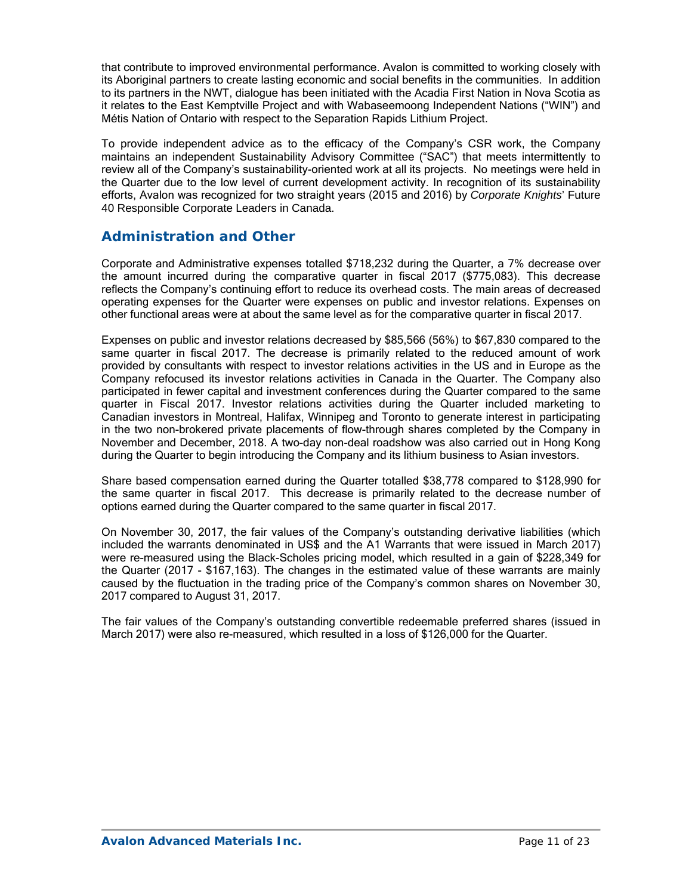that contribute to improved environmental performance. Avalon is committed to working closely with its Aboriginal partners to create lasting economic and social benefits in the communities. In addition to its partners in the NWT, dialogue has been initiated with the Acadia First Nation in Nova Scotia as it relates to the East Kemptville Project and with Wabaseemoong Independent Nations ("WIN") and Métis Nation of Ontario with respect to the Separation Rapids Lithium Project.

To provide independent advice as to the efficacy of the Company's CSR work, the Company maintains an independent Sustainability Advisory Committee ("SAC") that meets intermittently to review all of the Company's sustainability-oriented work at all its projects. No meetings were held in the Quarter due to the low level of current development activity. In recognition of its sustainability efforts, Avalon was recognized for two straight years (2015 and 2016) by *Corporate Knights*' Future 40 Responsible Corporate Leaders in Canada.

## Administration and Other

Corporate and Administrative expenses totalled $718,232 during the Quarter, a 7% decrease over the amount incurred during the comparative quarter in fiscal 2017 ($775,083). This decrease reflects the Company's continuing effort to reduce its overhead costs. The main areas of decreased operating expenses for the Quarter were expenses on public and investor relations. Expenses on other functional areas were at about the same level as for the comparative quarter in fiscal 2017.

Expenses on public and investor relations decreased by $85,566 (56%) to $67,830 compared to the same quarter in fiscal 2017. The decrease is primarily related to the reduced amount of work provided by consultants with respect to investor relations activities in the US and in Europe as the Company refocused its investor relations activities in Canada in the Quarter. The Company also participated in fewer capital and investment conferences during the Quarter compared to the same quarter in Fiscal 2017. Investor relations activities during the Quarter included marketing to Canadian investors in Montreal, Halifax, Winnipeg and Toronto to generate interest in participating in the two non-brokered private placements of flow-through shares completed by the Company in November and December, 2018. A two-day non-deal roadshow was also carried out in Hong Kong during the Quarter to begin introducing the Company and its lithium business to Asian investors.

Share based compensation earned during the Quarter totalled $38,778 compared to $128,990 for the same quarter in fiscal 2017. This decrease is primarily related to the decrease number of options earned during the Quarter compared to the same quarter in fiscal 2017.

On November 30, 2017, the fair values of the Company's outstanding derivative liabilities (which included the warrants denominated in US$ and the A1 Warrants that were issued in March 2017) were re-measured using the Black-Scholes pricing model, which resulted in a gain of $228,349 for the Quarter (2017 - $167,163). The changes in the estimated value of these warrants are mainly caused by the fluctuation in the trading price of the Company's common shares on November 30, 2017 compared to August 31, 2017.

The fair values of the Company's outstanding convertible redeemable preferred shares (issued in March 2017) were also re-measured, which resulted in a loss of $126,000 for the Quarter.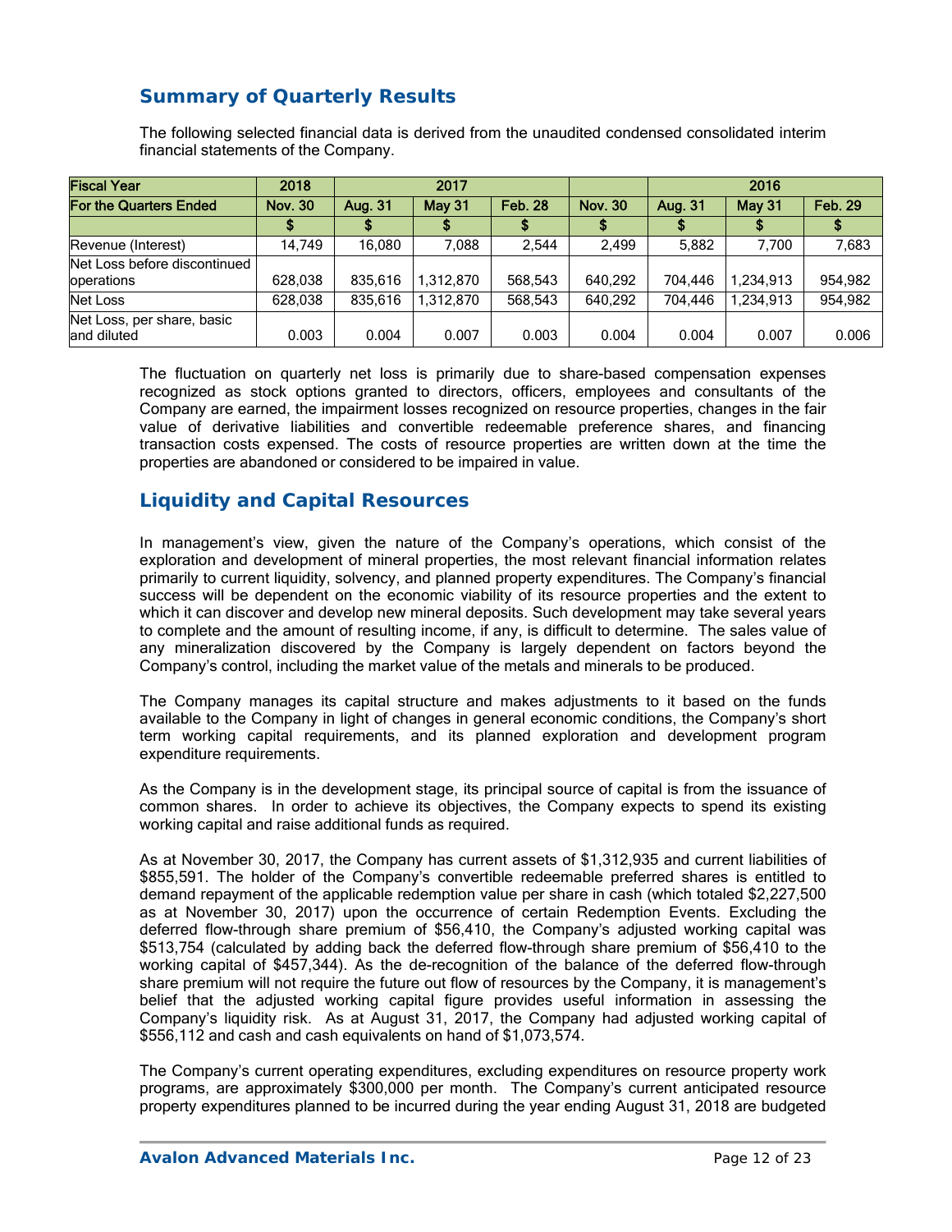## Summary of Quarterly Results

The following selected financial data is derived from the unaudited condensed consolidated interim financial statements of the Company.

| Fiscal Year | 2018 | 2017 | | | | 2016 | | |
|---|---|---|---|---|---|---|---|---|
| For the Quarters Ended | Nov. 30 | Aug. 31 | May 31 | Feb. 28 | Nov. 30 | Aug. 31 | May 31 | Feb. 29 |
| | $ | $ | $ | $ | $ | $ | $ | $ |
| Revenue (Interest) | 14,749 | 16,080 | 7,088 | 2,544 | 2,499 | 5,882 | 7,700 | 7,683 |
| Net Loss before discontinued operations | 628,038 | 835,616 | 1,312,870 | 568,543 | 640,292 | 704,446 | 1,234,913 | 954,982 |
| Net Loss | 628,038 | 835,616 | 1,312,870 | 568,543 | 640,292 | 704,446 | 1,234,913 | 954,982 |
| Net Loss, per share, basic and diluted | 0.003 | 0.004 | 0.007 | 0.003 | 0.004 | 0.004 | 0.007 | 0.006 |

The fluctuation on quarterly net loss is primarily due to share-based compensation expenses recognized as stock options granted to directors, officers, employees and consultants of the Company are earned, the impairment losses recognized on resource properties, changes in the fair value of derivative liabilities and convertible redeemable preference shares, and financing transaction costs expensed. The costs of resource properties are written down at the time the properties are abandoned or considered to be impaired in value.

## Liquidity and Capital Resources

In management's view, given the nature of the Company's operations, which consist of the exploration and development of mineral properties, the most relevant financial information relates primarily to current liquidity, solvency, and planned property expenditures. The Company's financial success will be dependent on the economic viability of its resource properties and the extent to which it can discover and develop new mineral deposits. Such development may take several years to complete and the amount of resulting income, if any, is difficult to determine. The sales value of any mineralization discovered by the Company is largely dependent on factors beyond the Company's control, including the market value of the metals and minerals to be produced.

The Company manages its capital structure and makes adjustments to it based on the funds available to the Company in light of changes in general economic conditions, the Company's short term working capital requirements, and its planned exploration and development program expenditure requirements.

As the Company is in the development stage, its principal source of capital is from the issuance of common shares. In order to achieve its objectives, the Company expects to spend its existing working capital and raise additional funds as required.

As at November 30, 2017, the Company has current assets of $1,312,935 and current liabilities of $855,591. The holder of the Company's convertible redeemable preferred shares is entitled to demand repayment of the applicable redemption value per share in cash (which totaled $2,227,500 as at November 30, 2017) upon the occurrence of certain Redemption Events. Excluding the deferred flow-through share premium of $56,410, the Company's adjusted working capital was $513,754 (calculated by adding back the deferred flow-through share premium of $56,410 to the working capital of $457,344). As the de-recognition of the balance of the deferred flow-through share premium will not require the future out flow of resources by the Company, it is management's belief that the adjusted working capital figure provides useful information in assessing the Company's liquidity risk. As at August 31, 2017, the Company had adjusted working capital of $556,112 and cash and cash equivalents on hand of $1,073,574.

The Company's current operating expenditures, excluding expenditures on resource property work programs, are approximately $300,000 per month. The Company's current anticipated resource property expenditures planned to be incurred during the year ending August 31, 2018 are budgeted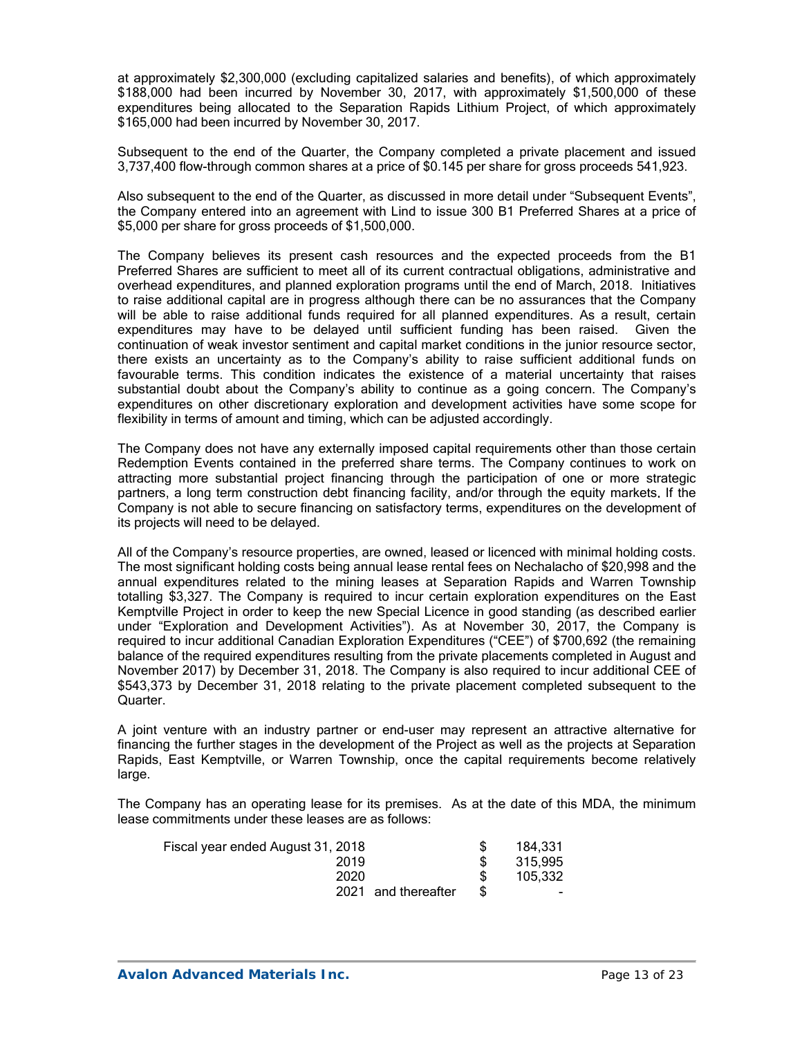at approximately $2,300,000 (excluding capitalized salaries and benefits), of which approximately $188,000 had been incurred by November 30, 2017, with approximately $1,500,000 of these expenditures being allocated to the Separation Rapids Lithium Project, of which approximately $165,000 had been incurred by November 30, 2017.

Subsequent to the end of the Quarter, the Company completed a private placement and issued 3,737,400 flow-through common shares at a price of $0.145 per share for gross proceeds 541,923.

Also subsequent to the end of the Quarter, as discussed in more detail under "Subsequent Events", the Company entered into an agreement with Lind to issue 300 B1 Preferred Shares at a price of $5,000 per share for gross proceeds of $1,500,000.

The Company believes its present cash resources and the expected proceeds from the B1 Preferred Shares are sufficient to meet all of its current contractual obligations, administrative and overhead expenditures, and planned exploration programs until the end of March, 2018. Initiatives to raise additional capital are in progress although there can be no assurances that the Company will be able to raise additional funds required for all planned expenditures. As a result, certain expenditures may have to be delayed until sufficient funding has been raised. Given the continuation of weak investor sentiment and capital market conditions in the junior resource sector, there exists an uncertainty as to the Company's ability to raise sufficient additional funds on favourable terms. This condition indicates the existence of a material uncertainty that raises substantial doubt about the Company's ability to continue as a going concern. The Company's expenditures on other discretionary exploration and development activities have some scope for flexibility in terms of amount and timing, which can be adjusted accordingly.

The Company does not have any externally imposed capital requirements other than those certain Redemption Events contained in the preferred share terms. The Company continues to work on attracting more substantial project financing through the participation of one or more strategic partners, a long term construction debt financing facility, and/or through the equity markets. If the Company is not able to secure financing on satisfactory terms, expenditures on the development of its projects will need to be delayed.

All of the Company's resource properties, are owned, leased or licenced with minimal holding costs. The most significant holding costs being annual lease rental fees on Nechalacho of $20,998 and the annual expenditures related to the mining leases at Separation Rapids and Warren Township totalling $3,327. The Company is required to incur certain exploration expenditures on the East Kemptville Project in order to keep the new Special Licence in good standing (as described earlier under "Exploration and Development Activities"). As at November 30, 2017, the Company is required to incur additional Canadian Exploration Expenditures ("CEE") of $700,692 (the remaining balance of the required expenditures resulting from the private placements completed in August and November 2017) by December 31, 2018. The Company is also required to incur additional CEE of $543,373 by December 31, 2018 relating to the private placement completed subsequent to the Quarter.

A joint venture with an industry partner or end-user may represent an attractive alternative for financing the further stages in the development of the Project as well as the projects at Separation Rapids, East Kemptville, or Warren Township, once the capital requirements become relatively large.

The Company has an operating lease for its premises. As at the date of this MDA, the minimum lease commitments under these leases are as follows:

| | | |
|---|---|---|
| Fiscal year ended August 31, 2018 | $ | 184,331 |
| 2019 | $ | 315,995 |
| 2020 | $ | 105,332 |
| 2021 and thereafter | $ | - |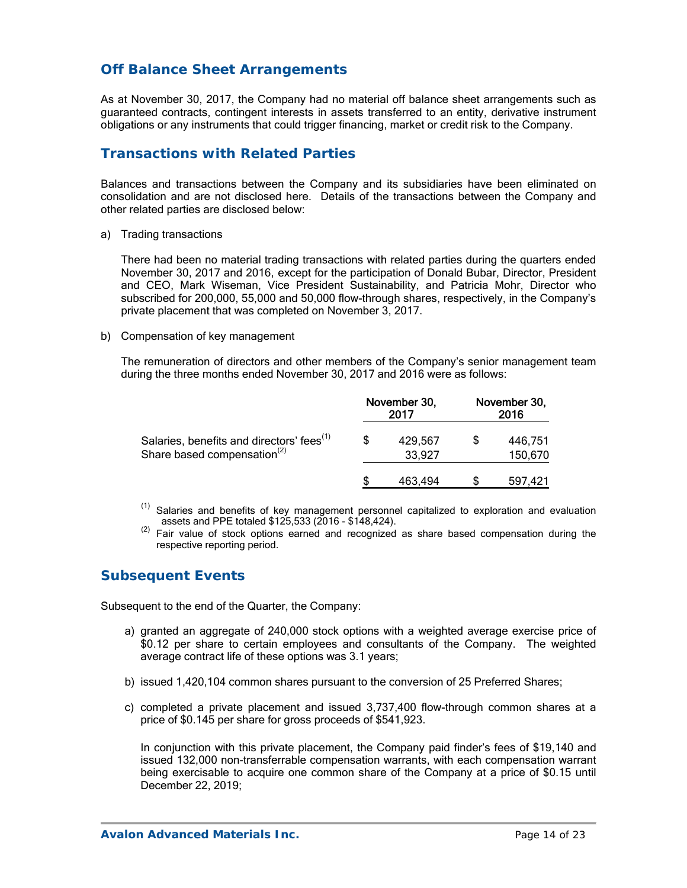## Off Balance Sheet Arrangements

As at November 30, 2017, the Company had no material off balance sheet arrangements such as guaranteed contracts, contingent interests in assets transferred to an entity, derivative instrument obligations or any instruments that could trigger financing, market or credit risk to the Company.

## Transactions with Related Parties

Balances and transactions between the Company and its subsidiaries have been eliminated on consolidation and are not disclosed here. Details of the transactions between the Company and other related parties are disclosed below:

a) Trading transactions

There had been no material trading transactions with related parties during the quarters ended November 30, 2017 and 2016, except for the participation of Donald Bubar, Director, President and CEO, Mark Wiseman, Vice President Sustainability, and Patricia Mohr, Director who subscribed for 200,000, 55,000 and 50,000 flow-through shares, respectively, in the Company's private placement that was completed on November 3, 2017.

b) Compensation of key management

The remuneration of directors and other members of the Company's senior management team during the three months ended November 30, 2017 and 2016 were as follows:

| | November 30, 2017 | November 30, 2016 |
|---|---|---|
| Salaries, benefits and directors' fees[1] | $ 429,567 | $ 446,751 |
| Share based compensation[2] | 33,927 | 150,670 |
| | $ 463,494 | $ 597,421 |

[1] Salaries and benefits of key management personnel capitalized to exploration and evaluation assets and PPE totaled $125,533 (2016 - $148,424).

[2] Fair value of stock options earned and recognized as share based compensation during the respective reporting period.

## Subsequent Events

Subsequent to the end of the Quarter, the Company:

a) granted an aggregate of 240,000 stock options with a weighted average exercise price of $0.12 per share to certain employees and consultants of the Company. The weighted average contract life of these options was 3.1 years;

b) issued 1,420,104 common shares pursuant to the conversion of 25 Preferred Shares;

c) completed a private placement and issued 3,737,400 flow-through common shares at a price of $0.145 per share for gross proceeds of $541,923.

In conjunction with this private placement, the Company paid finder's fees of $19,140 and issued 132,000 non-transferrable compensation warrants, with each compensation warrant being exercisable to acquire one common share of the Company at a price of $0.15 until December 22, 2019;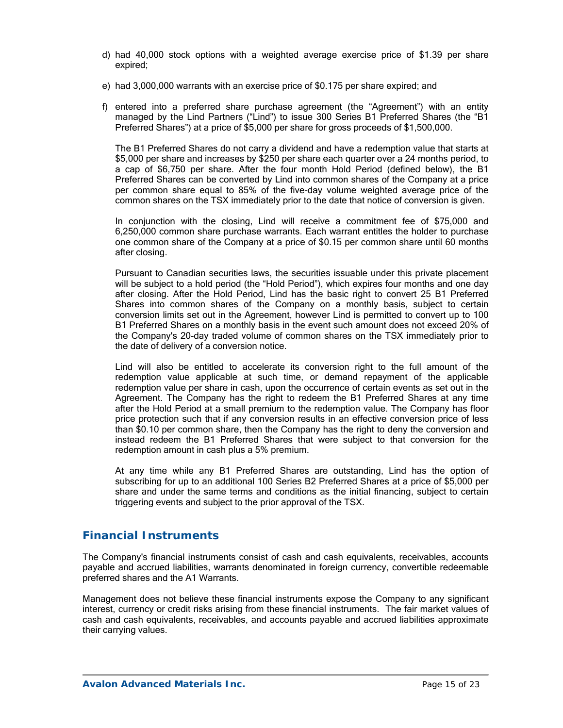d) had 40,000 stock options with a weighted average exercise price of $1.39 per share expired;

e) had 3,000,000 warrants with an exercise price of $0.175 per share expired; and

f) entered into a preferred share purchase agreement (the "Agreement") with an entity managed by the Lind Partners ("Lind") to issue 300 Series B1 Preferred Shares (the "B1 Preferred Shares") at a price of $5,000 per share for gross proceeds of $1,500,000.

   The B1 Preferred Shares do not carry a dividend and have a redemption value that starts at $5,000 per share and increases by $250 per share each quarter over a 24 months period, to a cap of $6,750 per share. After the four month Hold Period (defined below), the B1 Preferred Shares can be converted by Lind into common shares of the Company at a price per common share equal to 85% of the five-day volume weighted average price of the common shares on the TSX immediately prior to the date that notice of conversion is given.

   In conjunction with the closing, Lind will receive a commitment fee of $75,000 and 6,250,000 common share purchase warrants. Each warrant entitles the holder to purchase one common share of the Company at a price of $0.15 per common share until 60 months after closing.

   Pursuant to Canadian securities laws, the securities issuable under this private placement will be subject to a hold period (the "Hold Period"), which expires four months and one day after closing. After the Hold Period, Lind has the basic right to convert 25 B1 Preferred Shares into common shares of the Company on a monthly basis, subject to certain conversion limits set out in the Agreement, however Lind is permitted to convert up to 100 B1 Preferred Shares on a monthly basis in the event such amount does not exceed 20% of the Company's 20-day traded volume of common shares on the TSX immediately prior to the date of delivery of a conversion notice.

   Lind will also be entitled to accelerate its conversion right to the full amount of the redemption value applicable at such time, or demand repayment of the applicable redemption value per share in cash, upon the occurrence of certain events as set out in the Agreement. The Company has the right to redeem the B1 Preferred Shares at any time after the Hold Period at a small premium to the redemption value. The Company has floor price protection such that if any conversion results in an effective conversion price of less than $0.10 per common share, then the Company has the right to deny the conversion and instead redeem the B1 Preferred Shares that were subject to that conversion for the redemption amount in cash plus a 5% premium.

   At any time while any B1 Preferred Shares are outstanding, Lind has the option of subscribing for up to an additional 100 Series B2 Preferred Shares at a price of $5,000 per share and under the same terms and conditions as the initial financing, subject to certain triggering events and subject to the prior approval of the TSX.

## Financial Instruments

The Company's financial instruments consist of cash and cash equivalents, receivables, accounts payable and accrued liabilities, warrants denominated in foreign currency, convertible redeemable preferred shares and the A1 Warrants.

Management does not believe these financial instruments expose the Company to any significant interest, currency or credit risks arising from these financial instruments. The fair market values of cash and cash equivalents, receivables, and accounts payable and accrued liabilities approximate their carrying values.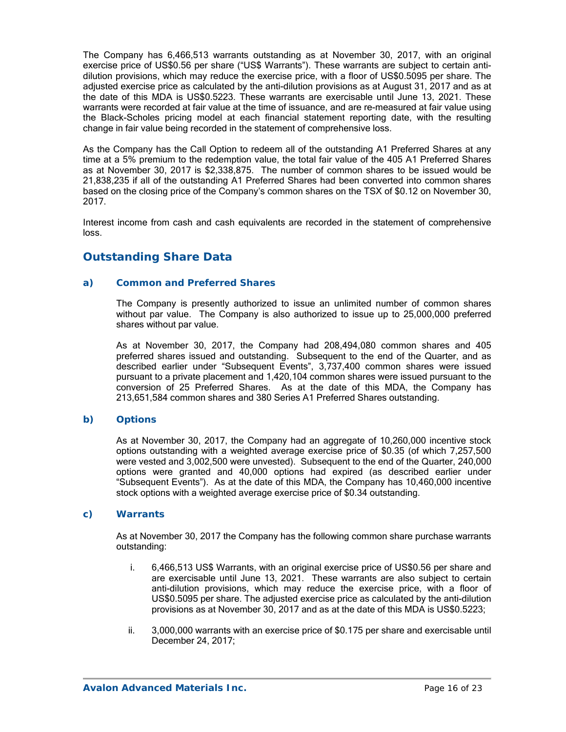The Company has 6,466,513 warrants outstanding as at November 30, 2017, with an original exercise price of US$0.56 per share ("US$ Warrants"). These warrants are subject to certain anti-dilution provisions, which may reduce the exercise price, with a floor of US$0.5095 per share. The adjusted exercise price as calculated by the anti-dilution provisions as at August 31, 2017 and as at the date of this MDA is US$0.5223. These warrants are exercisable until June 13, 2021. These warrants were recorded at fair value at the time of issuance, and are re-measured at fair value using the Black-Scholes pricing model at each financial statement reporting date, with the resulting change in fair value being recorded in the statement of comprehensive loss.

As the Company has the Call Option to redeem all of the outstanding A1 Preferred Shares at any time at a 5% premium to the redemption value, the total fair value of the 405 A1 Preferred Shares as at November 30, 2017 is $2,338,875. The number of common shares to be issued would be 21,838,235 if all of the outstanding A1 Preferred Shares had been converted into common shares based on the closing price of the Company's common shares on the TSX of $0.12 on November 30, 2017.

Interest income from cash and cash equivalents are recorded in the statement of comprehensive loss.

## Outstanding Share Data

### a) Common and Preferred Shares

The Company is presently authorized to issue an unlimited number of common shares without par value. The Company is also authorized to issue up to 25,000,000 preferred shares without par value.

As at November 30, 2017, the Company had 208,494,080 common shares and 405 preferred shares issued and outstanding. Subsequent to the end of the Quarter, and as described earlier under "Subsequent Events", 3,737,400 common shares were issued pursuant to a private placement and 1,420,104 common shares were issued pursuant to the conversion of 25 Preferred Shares. As at the date of this MDA, the Company has 213,651,584 common shares and 380 Series A1 Preferred Shares outstanding.

### b) Options

As at November 30, 2017, the Company had an aggregate of 10,260,000 incentive stock options outstanding with a weighted average exercise price of $0.35 (of which 7,257,500 were vested and 3,002,500 were unvested). Subsequent to the end of the Quarter, 240,000 options were granted and 40,000 options had expired (as described earlier under "Subsequent Events"). As at the date of this MDA, the Company has 10,460,000 incentive stock options with a weighted average exercise price of $0.34 outstanding.

### c) Warrants

As at November 30, 2017 the Company has the following common share purchase warrants outstanding:

i. 6,466,513 US$ Warrants, with an original exercise price of US$0.56 per share and are exercisable until June 13, 2021. These warrants are also subject to certain anti-dilution provisions, which may reduce the exercise price, with a floor of US$0.5095 per share. The adjusted exercise price as calculated by the anti-dilution provisions as at November 30, 2017 and as at the date of this MDA is US$0.5223;

ii. 3,000,000 warrants with an exercise price of $0.175 per share and exercisable until December 24, 2017;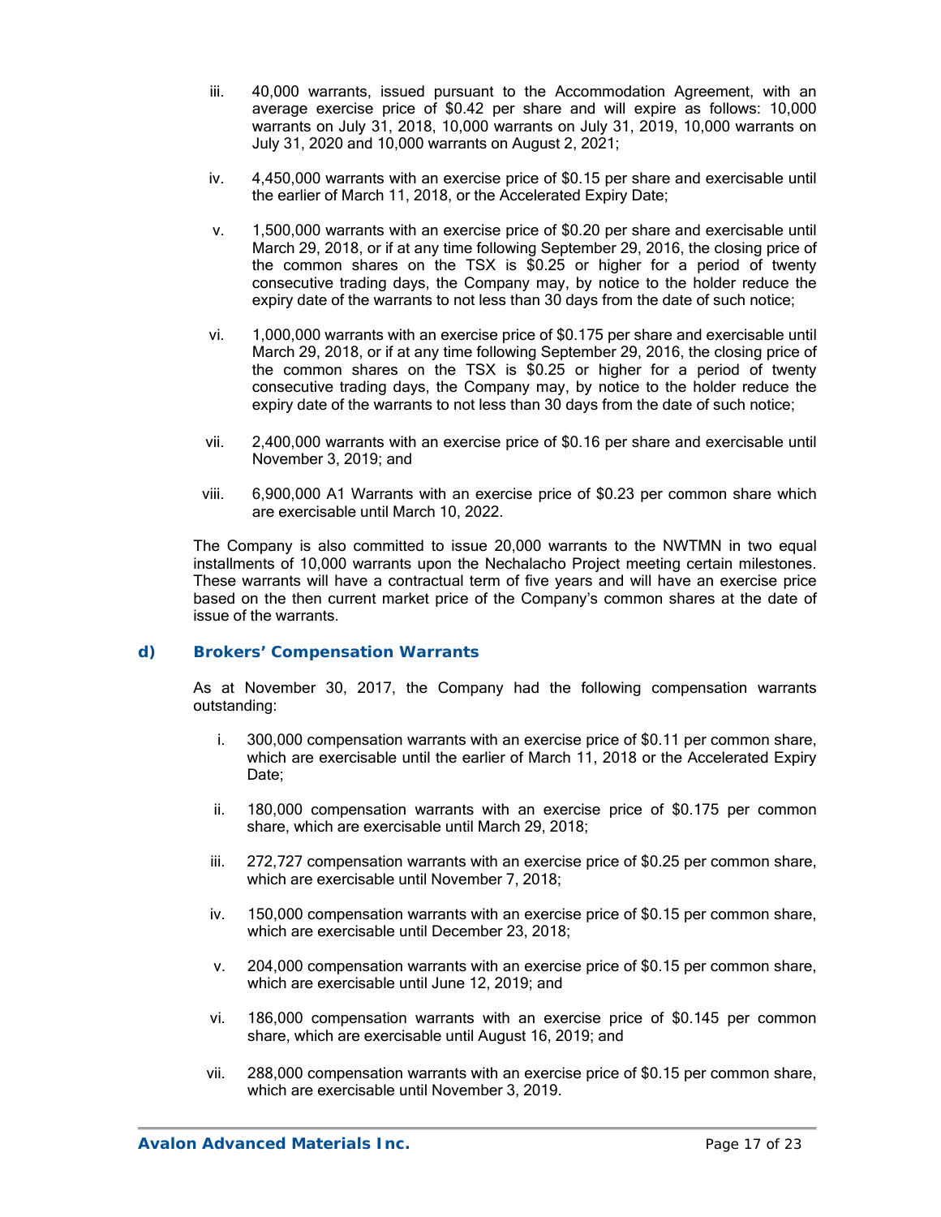iii. 40,000 warrants, issued pursuant to the Accommodation Agreement, with an average exercise price of $0.42 per share and will expire as follows: 10,000 warrants on July 31, 2018, 10,000 warrants on July 31, 2019, 10,000 warrants on July 31, 2020 and 10,000 warrants on August 2, 2021;

iv. 4,450,000 warrants with an exercise price of $0.15 per share and exercisable until the earlier of March 11, 2018, or the Accelerated Expiry Date;

v. 1,500,000 warrants with an exercise price of $0.20 per share and exercisable until March 29, 2018, or if at any time following September 29, 2016, the closing price of the common shares on the TSX is $0.25 or higher for a period of twenty consecutive trading days, the Company may, by notice to the holder reduce the expiry date of the warrants to not less than 30 days from the date of such notice;

vi. 1,000,000 warrants with an exercise price of $0.175 per share and exercisable until March 29, 2018, or if at any time following September 29, 2016, the closing price of the common shares on the TSX is $0.25 or higher for a period of twenty consecutive trading days, the Company may, by notice to the holder reduce the expiry date of the warrants to not less than 30 days from the date of such notice;

vii. 2,400,000 warrants with an exercise price of $0.16 per share and exercisable until November 3, 2019; and

viii. 6,900,000 A1 Warrants with an exercise price of $0.23 per common share which are exercisable until March 10, 2022.

The Company is also committed to issue 20,000 warrants to the NWTMN in two equal installments of 10,000 warrants upon the Nechalacho Project meeting certain milestones. These warrants will have a contractual term of five years and will have an exercise price based on the then current market price of the Company's common shares at the date of issue of the warrants.

### d) Brokers' Compensation Warrants

As at November 30, 2017, the Company had the following compensation warrants outstanding:

i. 300,000 compensation warrants with an exercise price of $0.11 per common share, which are exercisable until the earlier of March 11, 2018 or the Accelerated Expiry Date;

ii. 180,000 compensation warrants with an exercise price of $0.175 per common share, which are exercisable until March 29, 2018;

iii. 272,727 compensation warrants with an exercise price of $0.25 per common share, which are exercisable until November 7, 2018;

iv. 150,000 compensation warrants with an exercise price of $0.15 per common share, which are exercisable until December 23, 2018;

v. 204,000 compensation warrants with an exercise price of $0.15 per common share, which are exercisable until June 12, 2019; and

vi. 186,000 compensation warrants with an exercise price of $0.145 per common share, which are exercisable until August 16, 2019; and

vii. 288,000 compensation warrants with an exercise price of $0.15 per common share, which are exercisable until November 3, 2019.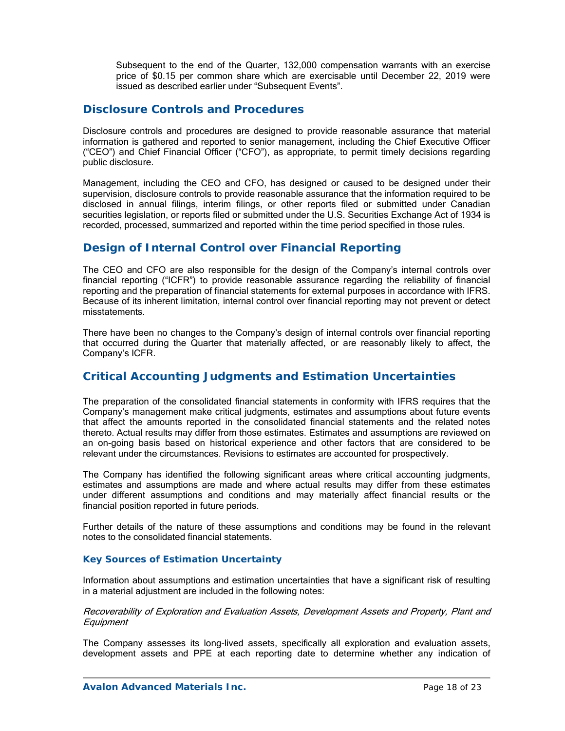Subsequent to the end of the Quarter, 132,000 compensation warrants with an exercise price of $0.15 per common share which are exercisable until December 22, 2019 were issued as described earlier under "Subsequent Events".

## Disclosure Controls and Procedures

Disclosure controls and procedures are designed to provide reasonable assurance that material information is gathered and reported to senior management, including the Chief Executive Officer ("CEO") and Chief Financial Officer ("CFO"), as appropriate, to permit timely decisions regarding public disclosure.

Management, including the CEO and CFO, has designed or caused to be designed under their supervision, disclosure controls to provide reasonable assurance that the information required to be disclosed in annual filings, interim filings, or other reports filed or submitted under Canadian securities legislation, or reports filed or submitted under the U.S. Securities Exchange Act of 1934 is recorded, processed, summarized and reported within the time period specified in those rules.

## Design of Internal Control over Financial Reporting

The CEO and CFO are also responsible for the design of the Company's internal controls over financial reporting ("ICFR") to provide reasonable assurance regarding the reliability of financial reporting and the preparation of financial statements for external purposes in accordance with IFRS. Because of its inherent limitation, internal control over financial reporting may not prevent or detect misstatements.

There have been no changes to the Company's design of internal controls over financial reporting that occurred during the Quarter that materially affected, or are reasonably likely to affect, the Company's ICFR.

## Critical Accounting Judgments and Estimation Uncertainties

The preparation of the consolidated financial statements in conformity with IFRS requires that the Company's management make critical judgments, estimates and assumptions about future events that affect the amounts reported in the consolidated financial statements and the related notes thereto. Actual results may differ from those estimates. Estimates and assumptions are reviewed on an on-going basis based on historical experience and other factors that are considered to be relevant under the circumstances. Revisions to estimates are accounted for prospectively.

The Company has identified the following significant areas where critical accounting judgments, estimates and assumptions are made and where actual results may differ from these estimates under different assumptions and conditions and may materially affect financial results or the financial position reported in future periods.

Further details of the nature of these assumptions and conditions may be found in the relevant notes to the consolidated financial statements.

### Key Sources of Estimation Uncertainty

Information about assumptions and estimation uncertainties that have a significant risk of resulting in a material adjustment are included in the following notes:

*Recoverability of Exploration and Evaluation Assets, Development Assets and Property, Plant and Equipment*

The Company assesses its long-lived assets, specifically all exploration and evaluation assets, development assets and PPE at each reporting date to determine whether any indication of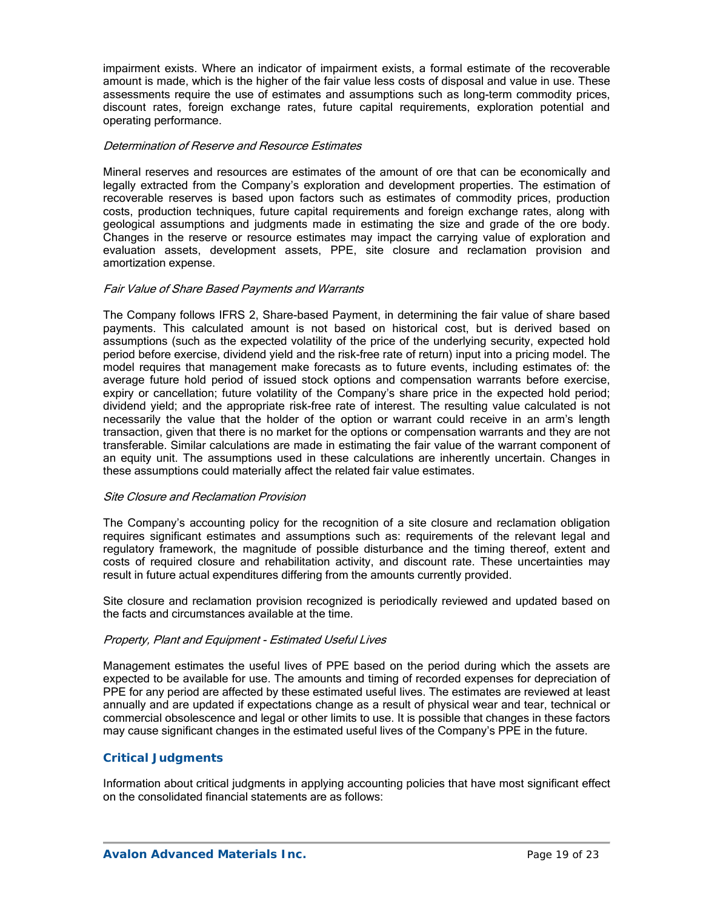impairment exists. Where an indicator of impairment exists, a formal estimate of the recoverable amount is made, which is the higher of the fair value less costs of disposal and value in use. These assessments require the use of estimates and assumptions such as long-term commodity prices, discount rates, foreign exchange rates, future capital requirements, exploration potential and operating performance.

*Determination of Reserve and Resource Estimates*

Mineral reserves and resources are estimates of the amount of ore that can be economically and legally extracted from the Company's exploration and development properties. The estimation of recoverable reserves is based upon factors such as estimates of commodity prices, production costs, production techniques, future capital requirements and foreign exchange rates, along with geological assumptions and judgments made in estimating the size and grade of the ore body. Changes in the reserve or resource estimates may impact the carrying value of exploration and evaluation assets, development assets, PPE, site closure and reclamation provision and amortization expense.

*Fair Value of Share Based Payments and Warrants*

The Company follows IFRS 2, Share-based Payment, in determining the fair value of share based payments. This calculated amount is not based on historical cost, but is derived based on assumptions (such as the expected volatility of the price of the underlying security, expected hold period before exercise, dividend yield and the risk-free rate of return) input into a pricing model. The model requires that management make forecasts as to future events, including estimates of: the average future hold period of issued stock options and compensation warrants before exercise, expiry or cancellation; future volatility of the Company's share price in the expected hold period; dividend yield; and the appropriate risk-free rate of interest. The resulting value calculated is not necessarily the value that the holder of the option or warrant could receive in an arm's length transaction, given that there is no market for the options or compensation warrants and they are not transferable. Similar calculations are made in estimating the fair value of the warrant component of an equity unit. The assumptions used in these calculations are inherently uncertain. Changes in these assumptions could materially affect the related fair value estimates.

*Site Closure and Reclamation Provision*

The Company's accounting policy for the recognition of a site closure and reclamation obligation requires significant estimates and assumptions such as: requirements of the relevant legal and regulatory framework, the magnitude of possible disturbance and the timing thereof, extent and costs of required closure and rehabilitation activity, and discount rate. These uncertainties may result in future actual expenditures differing from the amounts currently provided.

Site closure and reclamation provision recognized is periodically reviewed and updated based on the facts and circumstances available at the time.

*Property, Plant and Equipment - Estimated Useful Lives*

Management estimates the useful lives of PPE based on the period during which the assets are expected to be available for use. The amounts and timing of recorded expenses for depreciation of PPE for any period are affected by these estimated useful lives. The estimates are reviewed at least annually and are updated if expectations change as a result of physical wear and tear, technical or commercial obsolescence and legal or other limits to use. It is possible that changes in these factors may cause significant changes in the estimated useful lives of the Company's PPE in the future.

## Critical Judgments

Information about critical judgments in applying accounting policies that have most significant effect on the consolidated financial statements are as follows: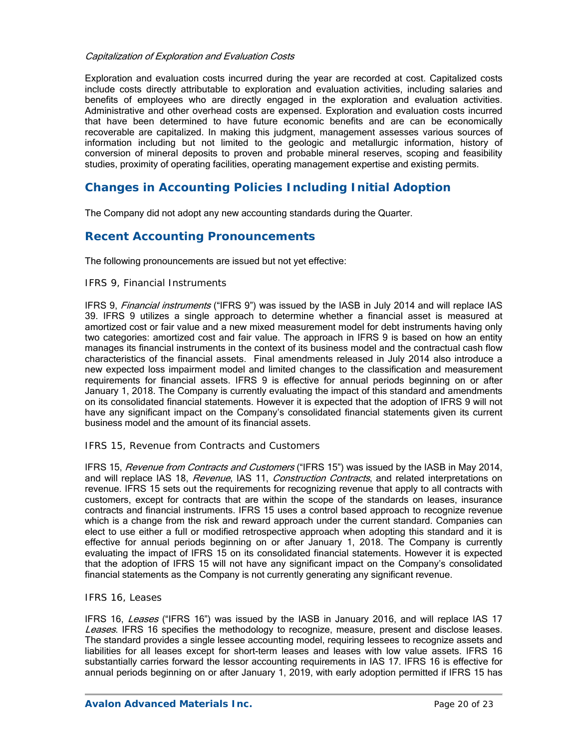*Capitalization of Exploration and Evaluation Costs*

Exploration and evaluation costs incurred during the year are recorded at cost. Capitalized costs include costs directly attributable to exploration and evaluation activities, including salaries and benefits of employees who are directly engaged in the exploration and evaluation activities. Administrative and other overhead costs are expensed. Exploration and evaluation costs incurred that have been determined to have future economic benefits and are can be economically recoverable are capitalized. In making this judgment, management assesses various sources of information including but not limited to the geologic and metallurgic information, history of conversion of mineral deposits to proven and probable mineral reserves, scoping and feasibility studies, proximity of operating facilities, operating management expertise and existing permits.

## Changes in Accounting Policies Including Initial Adoption

The Company did not adopt any new accounting standards during the Quarter.

## Recent Accounting Pronouncements

The following pronouncements are issued but not yet effective:

### IFRS 9, Financial Instruments

IFRS 9, *Financial instruments* ("IFRS 9") was issued by the IASB in July 2014 and will replace IAS 39. IFRS 9 utilizes a single approach to determine whether a financial asset is measured at amortized cost or fair value and a new mixed measurement model for debt instruments having only two categories: amortized cost and fair value. The approach in IFRS 9 is based on how an entity manages its financial instruments in the context of its business model and the contractual cash flow characteristics of the financial assets. Final amendments released in July 2014 also introduce a new expected loss impairment model and limited changes to the classification and measurement requirements for financial assets. IFRS 9 is effective for annual periods beginning on or after January 1, 2018. The Company is currently evaluating the impact of this standard and amendments on its consolidated financial statements. However it is expected that the adoption of IFRS 9 will not have any significant impact on the Company's consolidated financial statements given its current business model and the amount of its financial assets.

### IFRS 15, Revenue from Contracts and Customers

IFRS 15, *Revenue from Contracts and Customers* ("IFRS 15") was issued by the IASB in May 2014, and will replace IAS 18, *Revenue*, IAS 11, *Construction Contracts*, and related interpretations on revenue. IFRS 15 sets out the requirements for recognizing revenue that apply to all contracts with customers, except for contracts that are within the scope of the standards on leases, insurance contracts and financial instruments. IFRS 15 uses a control based approach to recognize revenue which is a change from the risk and reward approach under the current standard. Companies can elect to use either a full or modified retrospective approach when adopting this standard and it is effective for annual periods beginning on or after January 1, 2018. The Company is currently evaluating the impact of IFRS 15 on its consolidated financial statements. However it is expected that the adoption of IFRS 15 will not have any significant impact on the Company's consolidated financial statements as the Company is not currently generating any significant revenue.

### IFRS 16, Leases

IFRS 16, *Leases* ("IFRS 16") was issued by the IASB in January 2016, and will replace IAS 17 *Leases*. IFRS 16 specifies the methodology to recognize, measure, present and disclose leases. The standard provides a single lessee accounting model, requiring lessees to recognize assets and liabilities for all leases except for short-term leases and leases with low value assets. IFRS 16 substantially carries forward the lessor accounting requirements in IAS 17. IFRS 16 is effective for annual periods beginning on or after January 1, 2019, with early adoption permitted if IFRS 15 has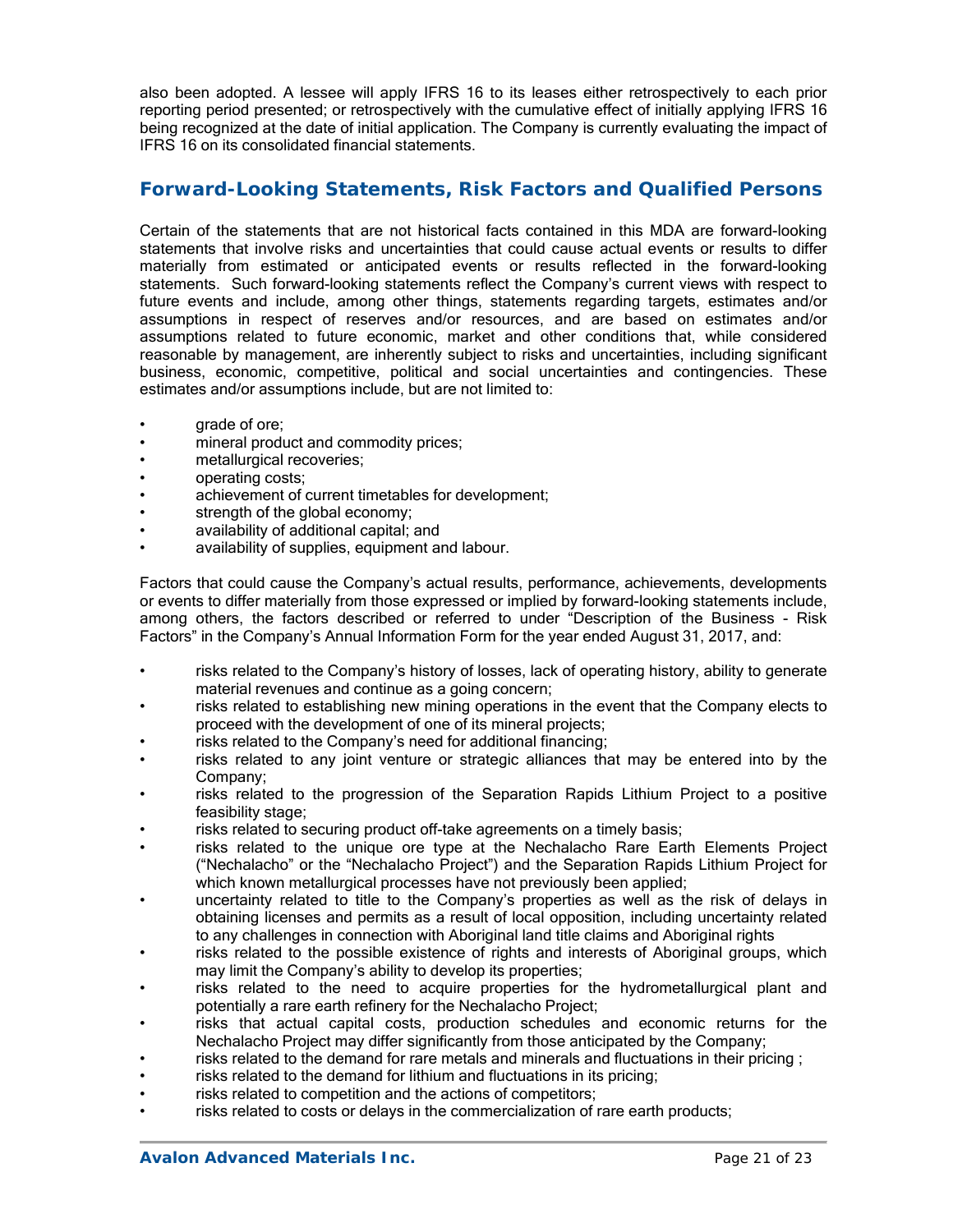also been adopted. A lessee will apply IFRS 16 to its leases either retrospectively to each prior reporting period presented; or retrospectively with the cumulative effect of initially applying IFRS 16 being recognized at the date of initial application. The Company is currently evaluating the impact of IFRS 16 on its consolidated financial statements.

## Forward-Looking Statements, Risk Factors and Qualified Persons

Certain of the statements that are not historical facts contained in this MDA are forward-looking statements that involve risks and uncertainties that could cause actual events or results to differ materially from estimated or anticipated events or results reflected in the forward-looking statements. Such forward-looking statements reflect the Company's current views with respect to future events and include, among other things, statements regarding targets, estimates and/or assumptions in respect of reserves and/or resources, and are based on estimates and/or assumptions related to future economic, market and other conditions that, while considered reasonable by management, are inherently subject to risks and uncertainties, including significant business, economic, competitive, political and social uncertainties and contingencies. These estimates and/or assumptions include, but are not limited to:

- grade of ore;
- mineral product and commodity prices;
- metallurgical recoveries;
- operating costs;
- achievement of current timetables for development;
- strength of the global economy;
- availability of additional capital; and
- availability of supplies, equipment and labour.

Factors that could cause the Company's actual results, performance, achievements, developments or events to differ materially from those expressed or implied by forward-looking statements include, among others, the factors described or referred to under "Description of the Business - Risk Factors" in the Company's Annual Information Form for the year ended August 31, 2017, and:

- risks related to the Company's history of losses, lack of operating history, ability to generate material revenues and continue as a going concern;
- risks related to establishing new mining operations in the event that the Company elects to proceed with the development of one of its mineral projects;
- risks related to the Company's need for additional financing;
- risks related to any joint venture or strategic alliances that may be entered into by the Company;
- risks related to the progression of the Separation Rapids Lithium Project to a positive feasibility stage;
- risks related to securing product off-take agreements on a timely basis;
- risks related to the unique ore type at the Nechalacho Rare Earth Elements Project ("Nechalacho" or the "Nechalacho Project") and the Separation Rapids Lithium Project for which known metallurgical processes have not previously been applied;
- uncertainty related to title to the Company's properties as well as the risk of delays in obtaining licenses and permits as a result of local opposition, including uncertainty related to any challenges in connection with Aboriginal land title claims and Aboriginal rights
- risks related to the possible existence of rights and interests of Aboriginal groups, which may limit the Company's ability to develop its properties;
- risks related to the need to acquire properties for the hydrometallurgical plant and potentially a rare earth refinery for the Nechalacho Project;
- risks that actual capital costs, production schedules and economic returns for the Nechalacho Project may differ significantly from those anticipated by the Company;
- risks related to the demand for rare metals and minerals and fluctuations in their pricing ;
- risks related to the demand for lithium and fluctuations in its pricing;
- risks related to competition and the actions of competitors;
- risks related to costs or delays in the commercialization of rare earth products;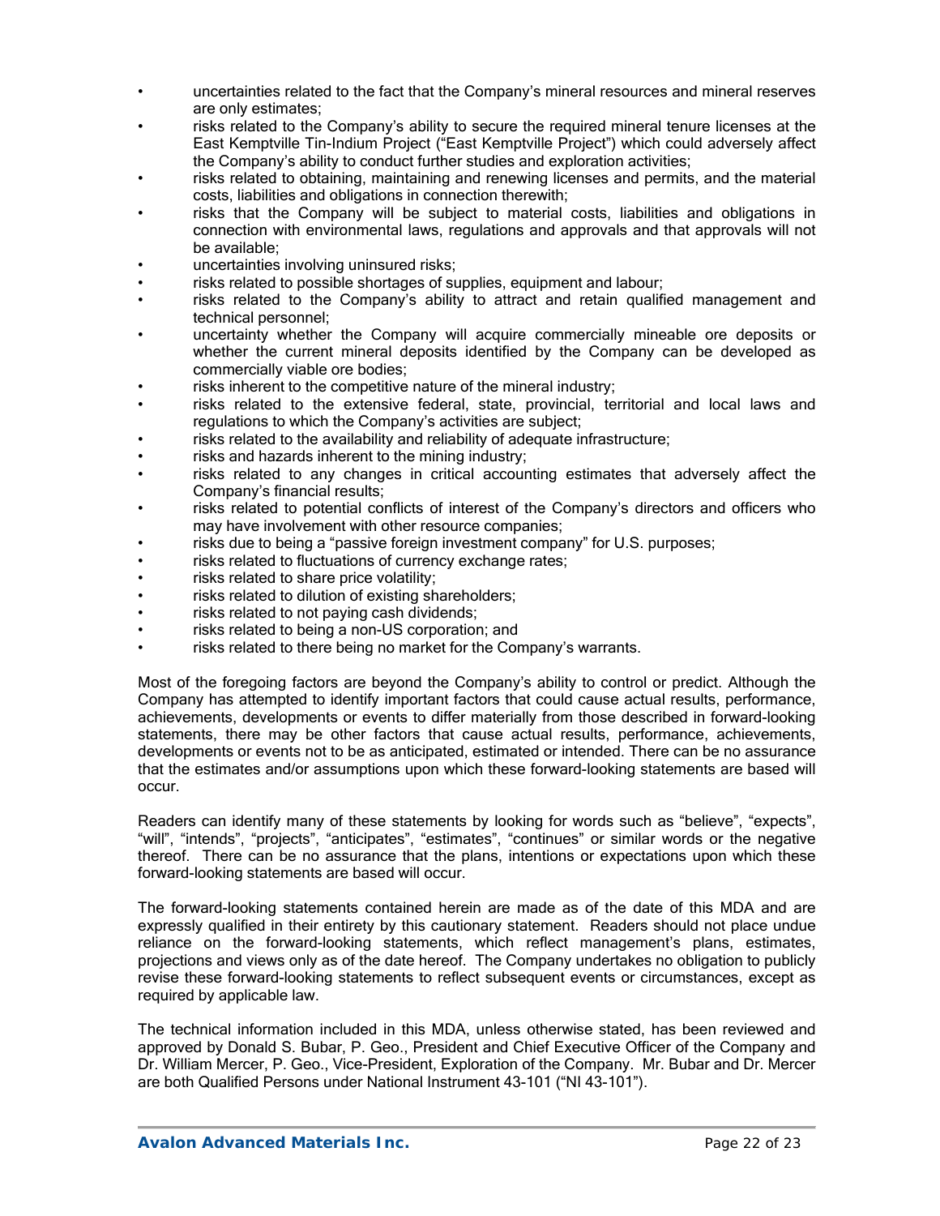- uncertainties related to the fact that the Company's mineral resources and mineral reserves are only estimates;
- risks related to the Company's ability to secure the required mineral tenure licenses at the East Kemptville Tin-Indium Project ("East Kemptville Project") which could adversely affect the Company's ability to conduct further studies and exploration activities;
- risks related to obtaining, maintaining and renewing licenses and permits, and the material costs, liabilities and obligations in connection therewith;
- risks that the Company will be subject to material costs, liabilities and obligations in connection with environmental laws, regulations and approvals and that approvals will not be available;
- uncertainties involving uninsured risks;
- risks related to possible shortages of supplies, equipment and labour;
- risks related to the Company's ability to attract and retain qualified management and technical personnel;
- uncertainty whether the Company will acquire commercially mineable ore deposits or whether the current mineral deposits identified by the Company can be developed as commercially viable ore bodies;
- risks inherent to the competitive nature of the mineral industry;
- risks related to the extensive federal, state, provincial, territorial and local laws and regulations to which the Company's activities are subject;
- risks related to the availability and reliability of adequate infrastructure;
- risks and hazards inherent to the mining industry;
- risks related to any changes in critical accounting estimates that adversely affect the Company's financial results;
- risks related to potential conflicts of interest of the Company's directors and officers who may have involvement with other resource companies;
- risks due to being a "passive foreign investment company" for U.S. purposes;
- risks related to fluctuations of currency exchange rates;
- risks related to share price volatility;
- risks related to dilution of existing shareholders;
- risks related to not paying cash dividends;
- risks related to being a non-US corporation; and
- risks related to there being no market for the Company's warrants.

Most of the foregoing factors are beyond the Company's ability to control or predict. Although the Company has attempted to identify important factors that could cause actual results, performance, achievements, developments or events to differ materially from those described in forward-looking statements, there may be other factors that cause actual results, performance, achievements, developments or events not to be as anticipated, estimated or intended. There can be no assurance that the estimates and/or assumptions upon which these forward-looking statements are based will occur.

Readers can identify many of these statements by looking for words such as "believe", "expects", "will", "intends", "projects", "anticipates", "estimates", "continues" or similar words or the negative thereof. There can be no assurance that the plans, intentions or expectations upon which these forward-looking statements are based will occur.

The forward-looking statements contained herein are made as of the date of this MDA and are expressly qualified in their entirety by this cautionary statement. Readers should not place undue reliance on the forward-looking statements, which reflect management's plans, estimates, projections and views only as of the date hereof. The Company undertakes no obligation to publicly revise these forward-looking statements to reflect subsequent events or circumstances, except as required by applicable law.

The technical information included in this MDA, unless otherwise stated, has been reviewed and approved by Donald S. Bubar, P. Geo., President and Chief Executive Officer of the Company and Dr. William Mercer, P. Geo., Vice-President, Exploration of the Company. Mr. Bubar and Dr. Mercer are both Qualified Persons under National Instrument 43-101 ("NI 43-101").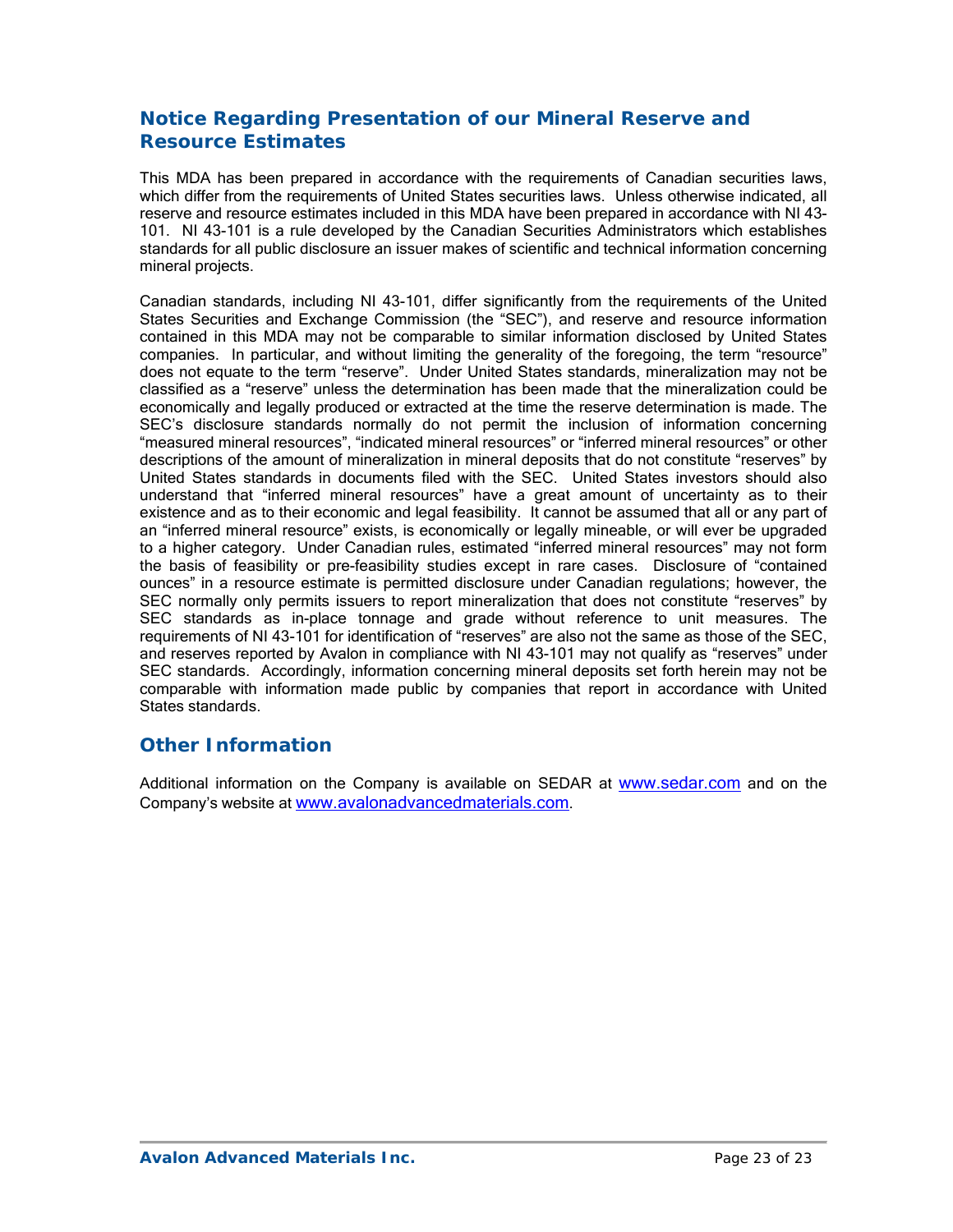## Notice Regarding Presentation of our Mineral Reserve and Resource Estimates

This MDA has been prepared in accordance with the requirements of Canadian securities laws, which differ from the requirements of United States securities laws. Unless otherwise indicated, all reserve and resource estimates included in this MDA have been prepared in accordance with NI 43-101. NI 43-101 is a rule developed by the Canadian Securities Administrators which establishes standards for all public disclosure an issuer makes of scientific and technical information concerning mineral projects.

Canadian standards, including NI 43-101, differ significantly from the requirements of the United States Securities and Exchange Commission (the "SEC"), and reserve and resource information contained in this MDA may not be comparable to similar information disclosed by United States companies. In particular, and without limiting the generality of the foregoing, the term "resource" does not equate to the term "reserve". Under United States standards, mineralization may not be classified as a "reserve" unless the determination has been made that the mineralization could be economically and legally produced or extracted at the time the reserve determination is made. The SEC's disclosure standards normally do not permit the inclusion of information concerning "measured mineral resources", "indicated mineral resources" or "inferred mineral resources" or other descriptions of the amount of mineralization in mineral deposits that do not constitute "reserves" by United States standards in documents filed with the SEC. United States investors should also understand that "inferred mineral resources" have a great amount of uncertainty as to their existence and as to their economic and legal feasibility. It cannot be assumed that all or any part of an "inferred mineral resource" exists, is economically or legally mineable, or will ever be upgraded to a higher category. Under Canadian rules, estimated "inferred mineral resources" may not form the basis of feasibility or pre-feasibility studies except in rare cases. Disclosure of "contained ounces" in a resource estimate is permitted disclosure under Canadian regulations; however, the SEC normally only permits issuers to report mineralization that does not constitute "reserves" by SEC standards as in-place tonnage and grade without reference to unit measures. The requirements of NI 43-101 for identification of "reserves" are also not the same as those of the SEC, and reserves reported by Avalon in compliance with NI 43-101 may not qualify as "reserves" under SEC standards. Accordingly, information concerning mineral deposits set forth herein may not be comparable with information made public by companies that report in accordance with United States standards.

## Other Information

Additional information on the Company is available on SEDAR at www.sedar.com and on the Company's website at www.avalonadvancedmaterials.com.